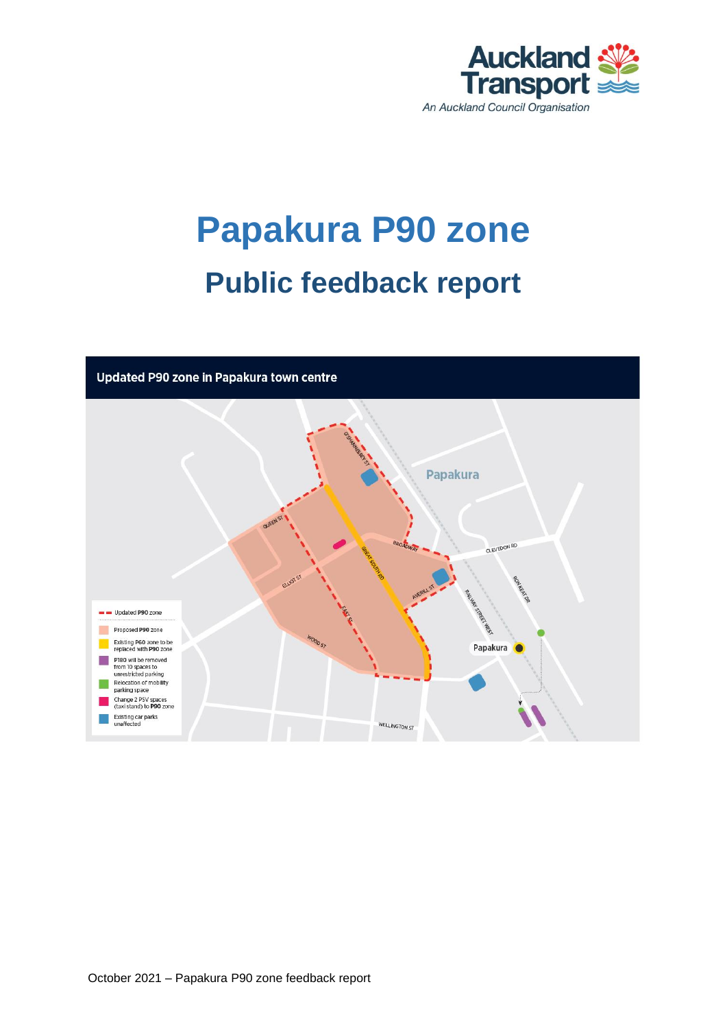# Papakura P90 zone

## Public feedback report

**Updated P90 zone in Papakura town centre**

- Updated P90 zone
- Proposed P90 zone
- Existing P60 zone to be replaced with P90 zone
- P180 will be removed from 10 spaces to unrestricted parking
- Relocation of mobility parking space
- Change 2 PSV spaces (taxi stand) to P90 zone
- Existing car parks unaffected

October 2021 – Papakura P90 zone feedback report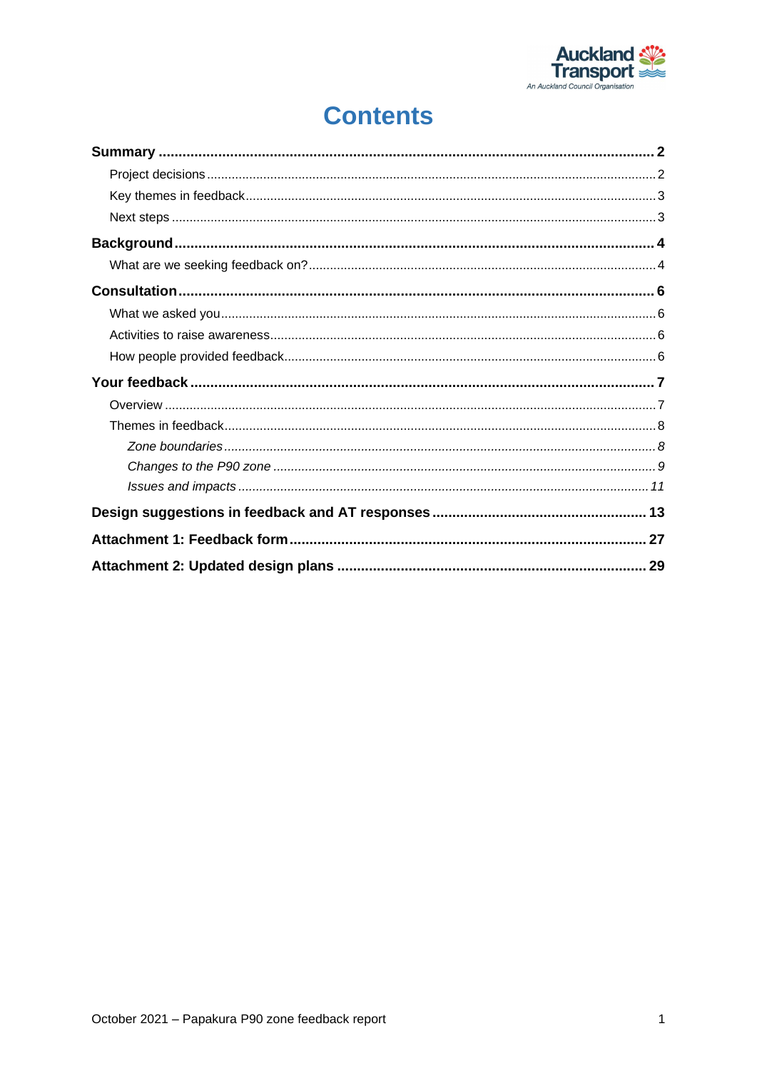# Contents

**Summary** .......... **2**

- Project decisions .......... 2
- Key themes in feedback .......... 3
- Next steps .......... 3

**Background** .......... **4**

- What are we seeking feedback on? .......... 4

**Consultation** .......... **6**

- What we asked you .......... 6
- Activities to raise awareness .......... 6
- How people provided feedback .......... 6

**Your feedback** .......... **7**

- Overview .......... 7
- Themes in feedback .......... 8
  - *Zone boundaries .......... 8*
  - *Changes to the P90 zone .......... 9*
  - *Issues and impacts .......... 11*

**Design suggestions in feedback and AT responses** .......... **13**

**Attachment 1: Feedback form** .......... **27**

**Attachment 2: Updated design plans** .......... **29**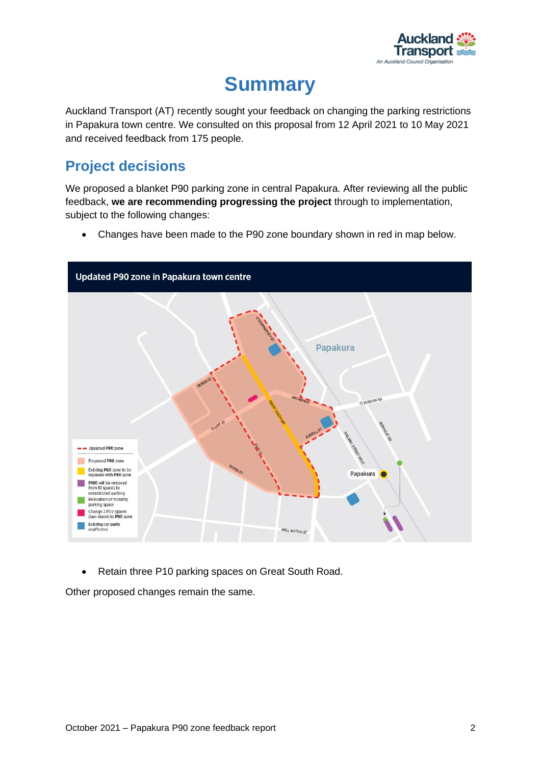# Summary

Auckland Transport (AT) recently sought your feedback on changing the parking restrictions in Papakura town centre. We consulted on this proposal from 12 April 2021 to 10 May 2021 and received feedback from 175 people.

## Project decisions

We proposed a blanket P90 parking zone in central Papakura. After reviewing all the public feedback, **we are recommending progressing the project** through to implementation, subject to the following changes:

- Changes have been made to the P90 zone boundary shown in red in map below.

**Updated P90 zone in Papakura town centre**

- Retain three P10 parking spaces on Great South Road.

Other proposed changes remain the same.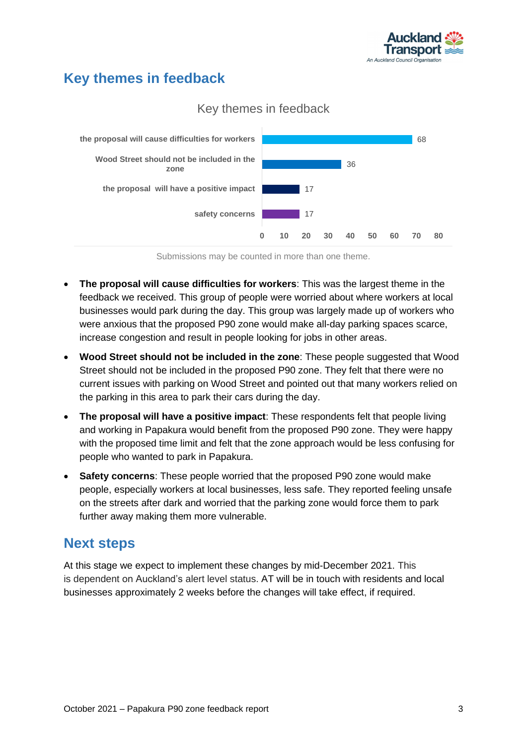## Key themes in feedback

Key themes in feedback

| Theme | Count |
|---|---|
| the proposal will cause difficulties for workers | 68 |
| Wood Street should not be included in the zone | 36 |
| the proposal will have a positive impact | 17 |
| safety concerns | 17 |

Submissions may be counted in more than one theme.

- **The proposal will cause difficulties for workers**: This was the largest theme in the feedback we received. This group of people were worried about where workers at local businesses would park during the day. This group was largely made up of workers who were anxious that the proposed P90 zone would make all-day parking spaces scarce, increase congestion and result in people looking for jobs in other areas.
- **Wood Street should not be included in the zone**: These people suggested that Wood Street should not be included in the proposed P90 zone. They felt that there were no current issues with parking on Wood Street and pointed out that many workers relied on the parking in this area to park their cars during the day.
- **The proposal will have a positive impact**: These respondents felt that people living and working in Papakura would benefit from the proposed P90 zone. They were happy with the proposed time limit and felt that the zone approach would be less confusing for people who wanted to park in Papakura.
- **Safety concerns**: These people worried that the proposed P90 zone would make people, especially workers at local businesses, less safe. They reported feeling unsafe on the streets after dark and worried that the parking zone would force them to park further away making them more vulnerable.

## Next steps

At this stage we expect to implement these changes by mid-December 2021. This is dependent on Auckland's alert level status. AT will be in touch with residents and local businesses approximately 2 weeks before the changes will take effect, if required.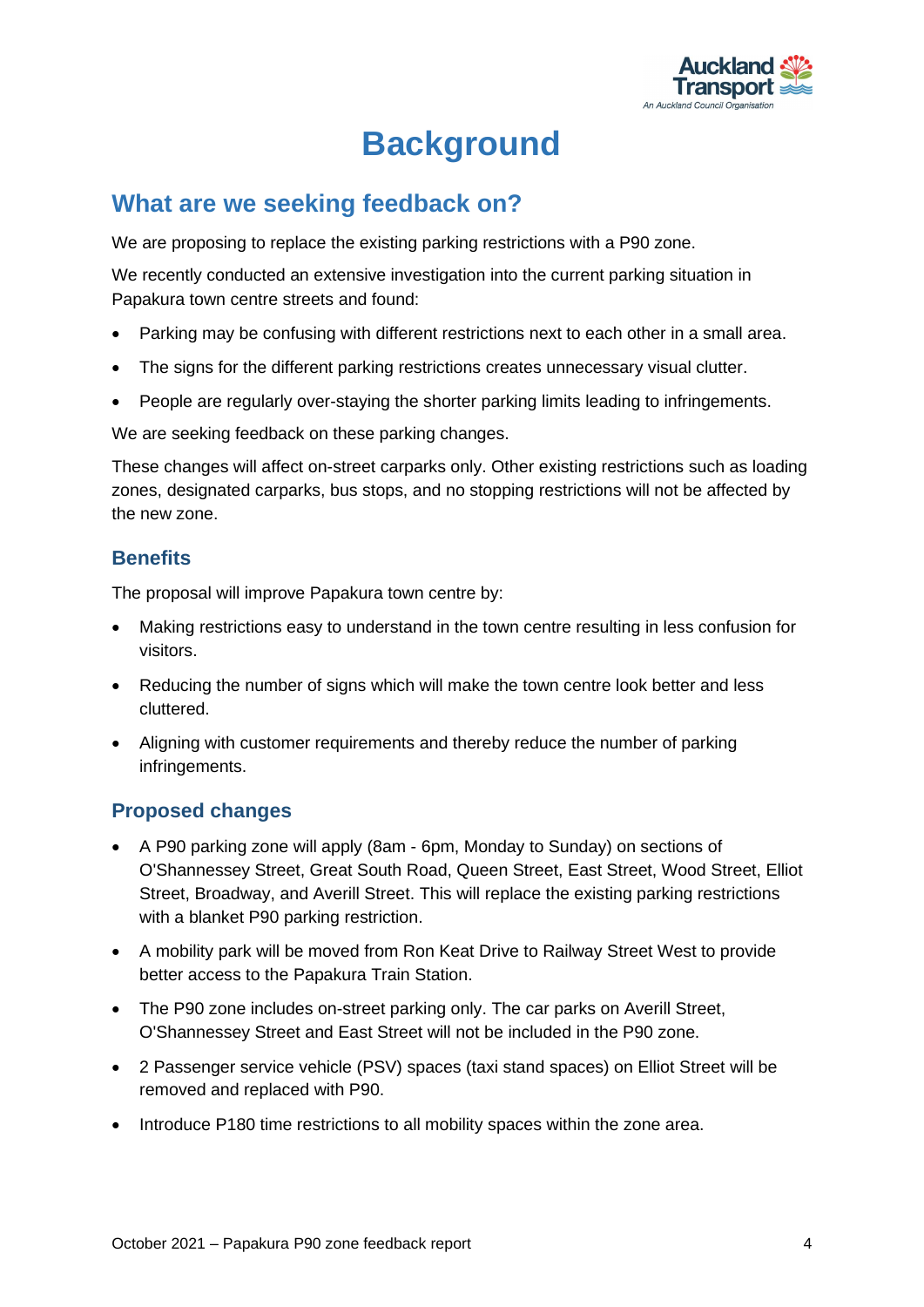# Background

## What are we seeking feedback on?

We are proposing to replace the existing parking restrictions with a P90 zone.

We recently conducted an extensive investigation into the current parking situation in Papakura town centre streets and found:

- Parking may be confusing with different restrictions next to each other in a small area.
- The signs for the different parking restrictions creates unnecessary visual clutter.
- People are regularly over-staying the shorter parking limits leading to infringements.

We are seeking feedback on these parking changes.

These changes will affect on-street carparks only. Other existing restrictions such as loading zones, designated carparks, bus stops, and no stopping restrictions will not be affected by the new zone.

### Benefits

The proposal will improve Papakura town centre by:

- Making restrictions easy to understand in the town centre resulting in less confusion for visitors.
- Reducing the number of signs which will make the town centre look better and less cluttered.
- Aligning with customer requirements and thereby reduce the number of parking infringements.

### Proposed changes

- A P90 parking zone will apply (8am - 6pm, Monday to Sunday) on sections of O'Shannessey Street, Great South Road, Queen Street, East Street, Wood Street, Elliot Street, Broadway, and Averill Street. This will replace the existing parking restrictions with a blanket P90 parking restriction.
- A mobility park will be moved from Ron Keat Drive to Railway Street West to provide better access to the Papakura Train Station.
- The P90 zone includes on-street parking only. The car parks on Averill Street, O'Shannessey Street and East Street will not be included in the P90 zone.
- 2 Passenger service vehicle (PSV) spaces (taxi stand spaces) on Elliot Street will be removed and replaced with P90.
- Introduce P180 time restrictions to all mobility spaces within the zone area.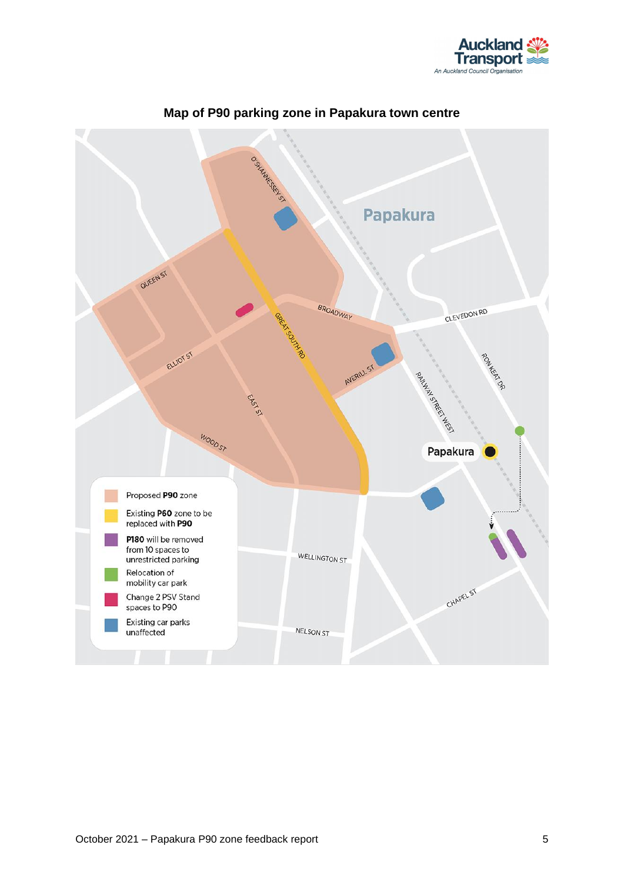## Map of P90 parking zone in Papakura town centre

Papakura

O'SHANNESSEY ST

QUEEN ST

BROADWAY

GREAT SOUTH RD

CLEVEDON RD

ELLIOT ST

AVERILL ST

RON KEAT DR

RAILWAY STREET WEST

EAST ST

WOOD ST

Papakura

WELLINGTON ST

CHAPEL ST

NELSON ST

- Proposed **P90** zone
- Existing **P60** zone to be replaced with **P90**
- **P180** will be removed from 10 spaces to unrestricted parking
- Relocation of mobility car park
- Change 2 PSV Stand spaces to P90
- Existing car parks unaffected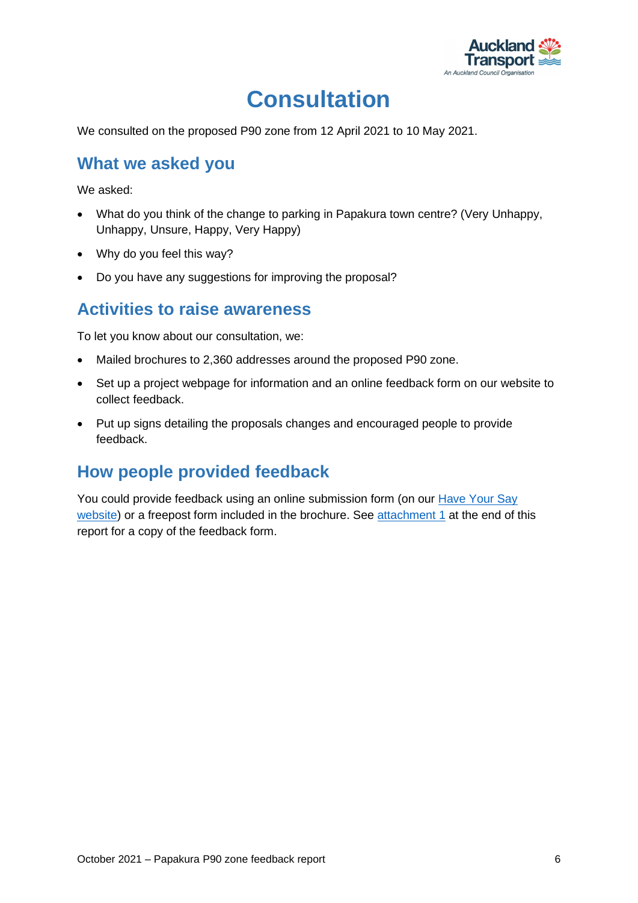# Consultation

We consulted on the proposed P90 zone from 12 April 2021 to 10 May 2021.

## What we asked you

We asked:

- What do you think of the change to parking in Papakura town centre? (Very Unhappy, Unhappy, Unsure, Happy, Very Happy)
- Why do you feel this way?
- Do you have any suggestions for improving the proposal?

## Activities to raise awareness

To let you know about our consultation, we:

- Mailed brochures to 2,360 addresses around the proposed P90 zone.
- Set up a project webpage for information and an online feedback form on our website to collect feedback.
- Put up signs detailing the proposals changes and encouraged people to provide feedback.

## How people provided feedback

You could provide feedback using an online submission form (on our Have Your Say website) or a freepost form included in the brochure. See attachment 1 at the end of this report for a copy of the feedback form.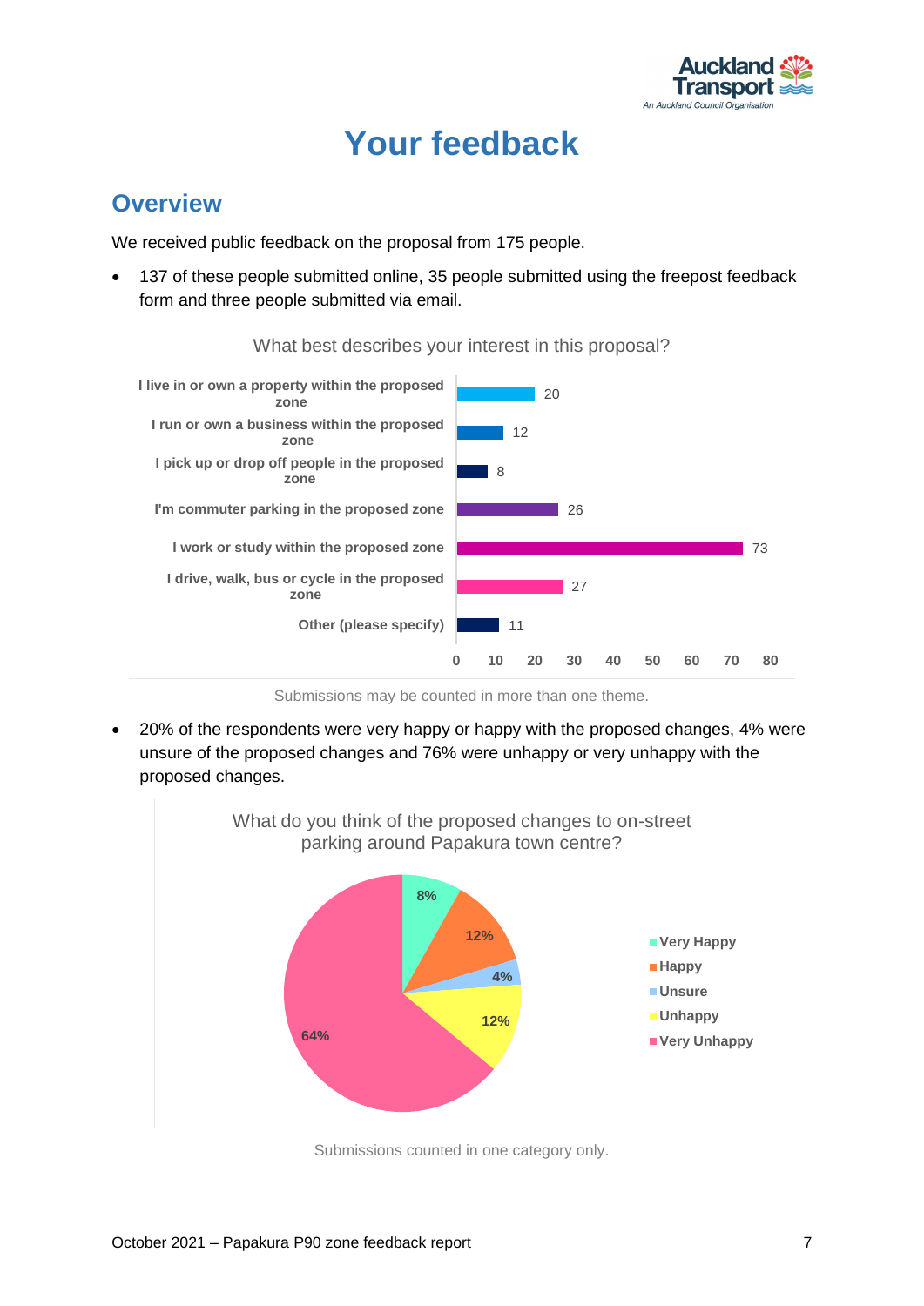# Your feedback

## Overview

We received public feedback on the proposal from 175 people.

- 137 of these people submitted online, 35 people submitted using the freepost feedback form and three people submitted via email.

What best describes your interest in this proposal?

| Interest | Count |
|---|---|
| I live in or own a property within the proposed zone | 20 |
| I run or own a business within the proposed zone | 12 |
| I pick up or drop off people in the proposed zone | 8 |
| I'm commuter parking in the proposed zone | 26 |
| I work or study within the proposed zone | 73 |
| I drive, walk, bus or cycle in the proposed zone | 27 |
| Other (please specify) | 11 |

Submissions may be counted in more than one theme.

- 20% of the respondents were very happy or happy with the proposed changes, 4% were unsure of the proposed changes and 76% were unhappy or very unhappy with the proposed changes.

What do you think of the proposed changes to on-street parking around Papakura town centre?

| Response | Percentage |
|---|---|
| Very Happy | 8% |
| Happy | 12% |
| Unsure | 4% |
| Unhappy | 12% |
| Very Unhappy | 64% |

Submissions counted in one category only.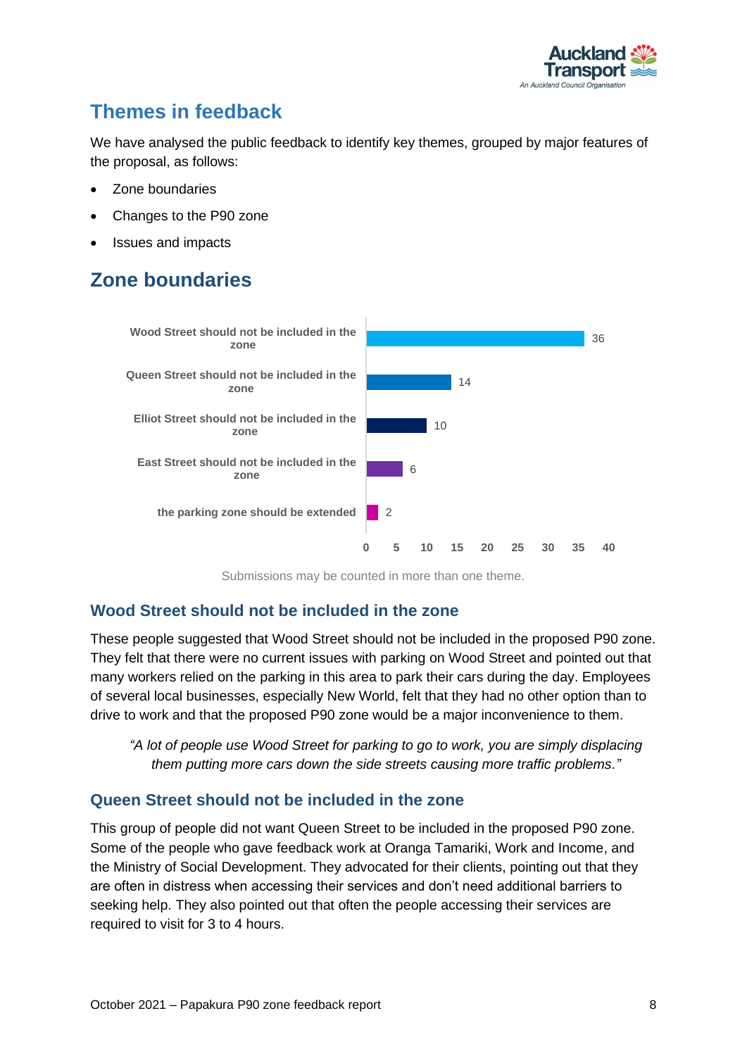## Themes in feedback

We have analysed the public feedback to identify key themes, grouped by major features of the proposal, as follows:

- Zone boundaries
- Changes to the P90 zone
- Issues and impacts

## Zone boundaries

| Theme | Number of submissions |
|---|---|
| Wood Street should not be included in the zone | 36 |
| Queen Street should not be included in the zone | 14 |
| Elliot Street should not be included in the zone | 10 |
| East Street should not be included in the zone | 6 |
| the parking zone should be extended | 2 |

Submissions may be counted in more than one theme.

### Wood Street should not be included in the zone

These people suggested that Wood Street should not be included in the proposed P90 zone. They felt that there were no current issues with parking on Wood Street and pointed out that many workers relied on the parking in this area to park their cars during the day. Employees of several local businesses, especially New World, felt that they had no other option than to drive to work and that the proposed P90 zone would be a major inconvenience to them.

> *"A lot of people use Wood Street for parking to go to work, you are simply displacing them putting more cars down the side streets causing more traffic problems."*

### Queen Street should not be included in the zone

This group of people did not want Queen Street to be included in the proposed P90 zone. Some of the people who gave feedback work at Oranga Tamariki, Work and Income, and the Ministry of Social Development. They advocated for their clients, pointing out that they are often in distress when accessing their services and don't need additional barriers to seeking help. They also pointed out that often the people accessing their services are required to visit for 3 to 4 hours.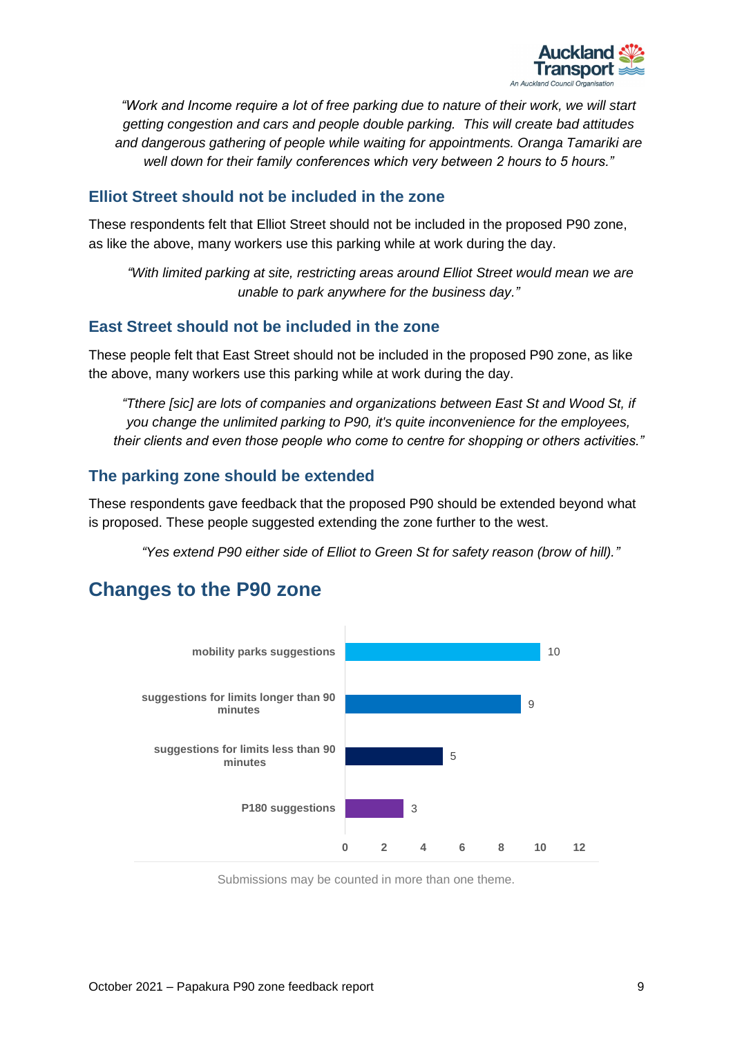*"Work and Income require a lot of free parking due to nature of their work, we will start getting congestion and cars and people double parking. This will create bad attitudes and dangerous gathering of people while waiting for appointments. Oranga Tamariki are well down for their family conferences which very between 2 hours to 5 hours."*

### Elliot Street should not be included in the zone

These respondents felt that Elliot Street should not be included in the proposed P90 zone, as like the above, many workers use this parking while at work during the day.

*"With limited parking at site, restricting areas around Elliot Street would mean we are unable to park anywhere for the business day."*

### East Street should not be included in the zone

These people felt that East Street should not be included in the proposed P90 zone, as like the above, many workers use this parking while at work during the day.

*"Tthere [sic] are lots of companies and organizations between East St and Wood St, if you change the unlimited parking to P90, it's quite inconvenience for the employees, their clients and even those people who come to centre for shopping or others activities."*

### The parking zone should be extended

These respondents gave feedback that the proposed P90 should be extended beyond what is proposed. These people suggested extending the zone further to the west.

*"Yes extend P90 either side of Elliot to Green St for safety reason (brow of hill)."*

## Changes to the P90 zone

| Theme | Count |
|---|---|
| mobility parks suggestions | 10 |
| suggestions for limits longer than 90 minutes | 9 |
| suggestions for limits less than 90 minutes | 5 |
| P180 suggestions | 3 |

Submissions may be counted in more than one theme.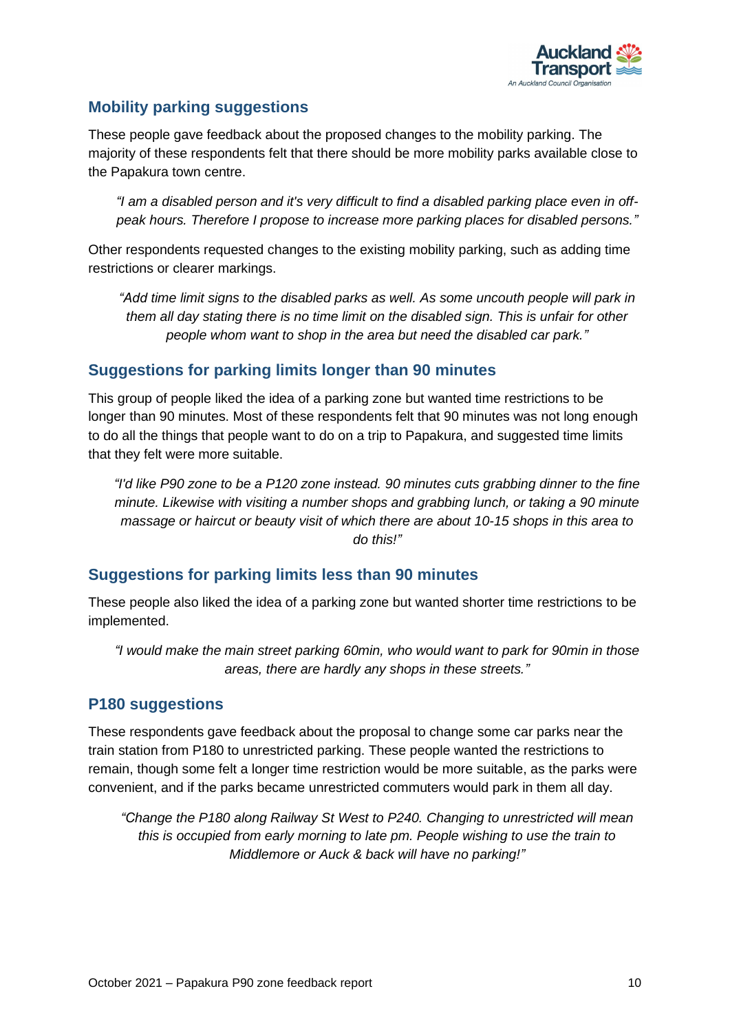## Mobility parking suggestions

These people gave feedback about the proposed changes to the mobility parking. The majority of these respondents felt that there should be more mobility parks available close to the Papakura town centre.

> *"I am a disabled person and it's very difficult to find a disabled parking place even in off-peak hours. Therefore I propose to increase more parking places for disabled persons."*

Other respondents requested changes to the existing mobility parking, such as adding time restrictions or clearer markings.

> *"Add time limit signs to the disabled parks as well. As some uncouth people will park in them all day stating there is no time limit on the disabled sign. This is unfair for other people whom want to shop in the area but need the disabled car park."*

## Suggestions for parking limits longer than 90 minutes

This group of people liked the idea of a parking zone but wanted time restrictions to be longer than 90 minutes. Most of these respondents felt that 90 minutes was not long enough to do all the things that people want to do on a trip to Papakura, and suggested time limits that they felt were more suitable.

> *"I'd like P90 zone to be a P120 zone instead. 90 minutes cuts grabbing dinner to the fine minute. Likewise with visiting a number shops and grabbing lunch, or taking a 90 minute massage or haircut or beauty visit of which there are about 10-15 shops in this area to do this!"*

## Suggestions for parking limits less than 90 minutes

These people also liked the idea of a parking zone but wanted shorter time restrictions to be implemented.

> *"I would make the main street parking 60min, who would want to park for 90min in those areas, there are hardly any shops in these streets."*

## P180 suggestions

These respondents gave feedback about the proposal to change some car parks near the train station from P180 to unrestricted parking. These people wanted the restrictions to remain, though some felt a longer time restriction would be more suitable, as the parks were convenient, and if the parks became unrestricted commuters would park in them all day.

> *"Change the P180 along Railway St West to P240. Changing to unrestricted will mean this is occupied from early morning to late pm. People wishing to use the train to Middlemore or Auck & back will have no parking!"*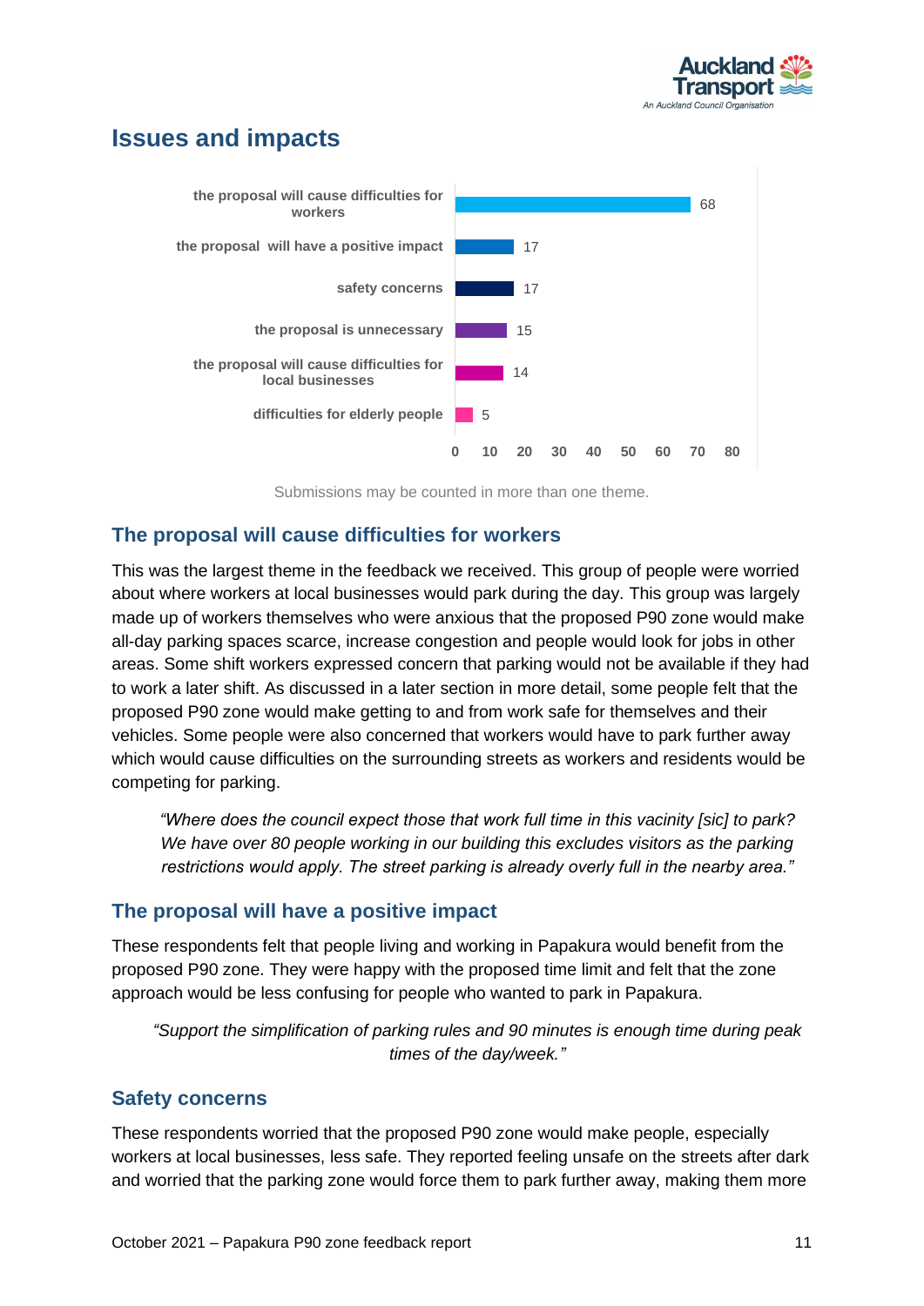## Issues and impacts

| Theme | Count |
|---|---|
| the proposal will cause difficulties for workers | 68 |
| the proposal will have a positive impact | 17 |
| safety concerns | 17 |
| the proposal is unnecessary | 15 |
| the proposal will cause difficulties for local businesses | 14 |
| difficulties for elderly people | 5 |

Submissions may be counted in more than one theme.

### The proposal will cause difficulties for workers

This was the largest theme in the feedback we received. This group of people were worried about where workers at local businesses would park during the day. This group was largely made up of workers themselves who were anxious that the proposed P90 zone would make all-day parking spaces scarce, increase congestion and people would look for jobs in other areas. Some shift workers expressed concern that parking would not be available if they had to work a later shift. As discussed in a later section in more detail, some people felt that the proposed P90 zone would make getting to and from work safe for themselves and their vehicles. Some people were also concerned that workers would have to park further away which would cause difficulties on the surrounding streets as workers and residents would be competing for parking.

> *"Where does the council expect those that work full time in this vacinity [sic] to park? We have over 80 people working in our building this excludes visitors as the parking restrictions would apply. The street parking is already overly full in the nearby area."*

### The proposal will have a positive impact

These respondents felt that people living and working in Papakura would benefit from the proposed P90 zone. They were happy with the proposed time limit and felt that the zone approach would be less confusing for people who wanted to park in Papakura.

> *"Support the simplification of parking rules and 90 minutes is enough time during peak times of the day/week."*

### Safety concerns

These respondents worried that the proposed P90 zone would make people, especially workers at local businesses, less safe. They reported feeling unsafe on the streets after dark and worried that the parking zone would force them to park further away, making them more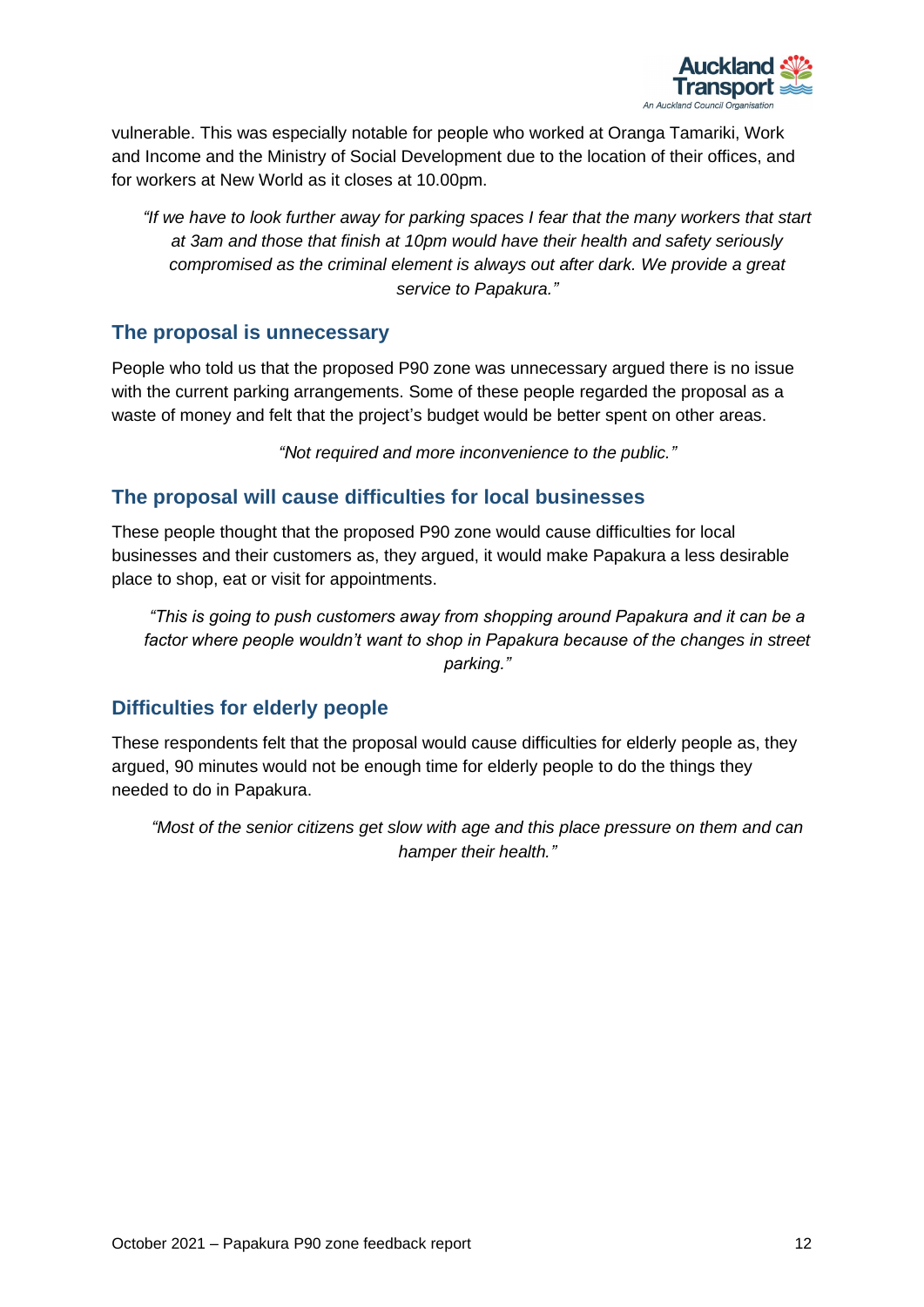vulnerable. This was especially notable for people who worked at Oranga Tamariki, Work and Income and the Ministry of Social Development due to the location of their offices, and for workers at New World as it closes at 10.00pm.

> *"If we have to look further away for parking spaces I fear that the many workers that start at 3am and those that finish at 10pm would have their health and safety seriously compromised as the criminal element is always out after dark. We provide a great service to Papakura."*

### The proposal is unnecessary

People who told us that the proposed P90 zone was unnecessary argued there is no issue with the current parking arrangements. Some of these people regarded the proposal as a waste of money and felt that the project's budget would be better spent on other areas.

> *"Not required and more inconvenience to the public."*

### The proposal will cause difficulties for local businesses

These people thought that the proposed P90 zone would cause difficulties for local businesses and their customers as, they argued, it would make Papakura a less desirable place to shop, eat or visit for appointments.

> *"This is going to push customers away from shopping around Papakura and it can be a factor where people wouldn't want to shop in Papakura because of the changes in street parking."*

### Difficulties for elderly people

These respondents felt that the proposal would cause difficulties for elderly people as, they argued, 90 minutes would not be enough time for elderly people to do the things they needed to do in Papakura.

> *"Most of the senior citizens get slow with age and this place pressure on them and can hamper their health."*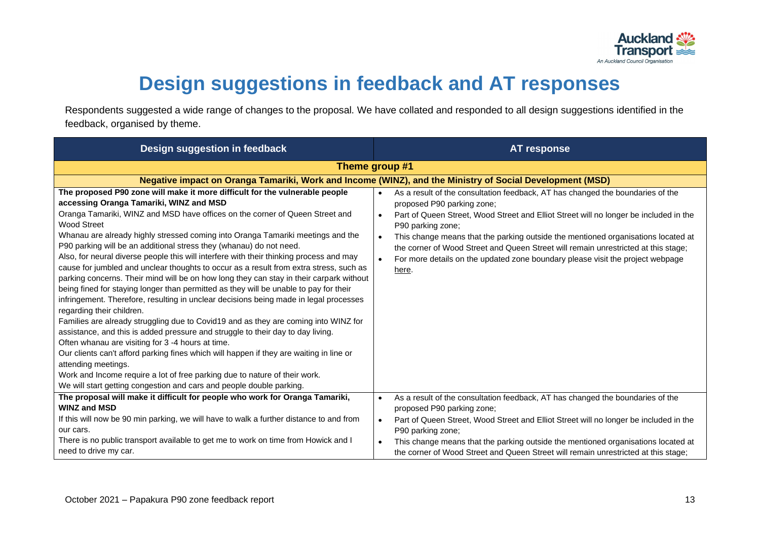# Design suggestions in feedback and AT responses

Respondents suggested a wide range of changes to the proposal. We have collated and responded to all design suggestions identified in the feedback, organised by theme.

| Design suggestion in feedback | AT response |
| --- | --- |
| **Theme group #1** | |
| **Negative impact on Oranga Tamariki, Work and Income (WINZ), and the Ministry of Social Development (MSD)** | |
| **The proposed P90 zone will make it more difficult for the vulnerable people accessing Oranga Tamariki, WINZ and MSD**<br>Oranga Tamariki, WINZ and MSD have offices on the corner of Queen Street and Wood Street<br>Whanau are already highly stressed coming into Oranga Tamariki meetings and the P90 parking will be an additional stress they (whanau) do not need.<br>Also, for neural diverse people this will interfere with their thinking process and may cause for jumbled and unclear thoughts to occur as a result from extra stress, such as parking concerns. Their mind will be on how long they can stay in their carpark without being fined for staying longer than permitted as they will be unable to pay for their infringement. Therefore, resulting in unclear decisions being made in legal processes regarding their children.<br>Families are already struggling due to Covid19 and as they are coming into WINZ for assistance, and this is added pressure and struggle to their day to day living.<br>Often whanau are visiting for 3 -4 hours at time.<br>Our clients can't afford parking fines which will happen if they are waiting in line or attending meetings.<br>Work and Income require a lot of free parking due to nature of their work.<br>We will start getting congestion and cars and people double parking. | • As a result of the consultation feedback, AT has changed the boundaries of the proposed P90 parking zone;<br>• Part of Queen Street, Wood Street and Elliot Street will no longer be included in the P90 parking zone;<br>• This change means that the parking outside the mentioned organisations located at the corner of Wood Street and Queen Street will remain unrestricted at this stage;<br>• For more details on the updated zone boundary please visit the project webpage here. |
| **The proposal will make it difficult for people who work for Oranga Tamariki, WINZ and MSD**<br>If this will now be 90 min parking, we will have to walk a further distance to and from our cars.<br>There is no public transport available to get me to work on time from Howick and I need to drive my car. | • As a result of the consultation feedback, AT has changed the boundaries of the proposed P90 parking zone;<br>• Part of Queen Street, Wood Street and Elliot Street will no longer be included in the P90 parking zone;<br>• This change means that the parking outside the mentioned organisations located at the corner of Wood Street and Queen Street will remain unrestricted at this stage; |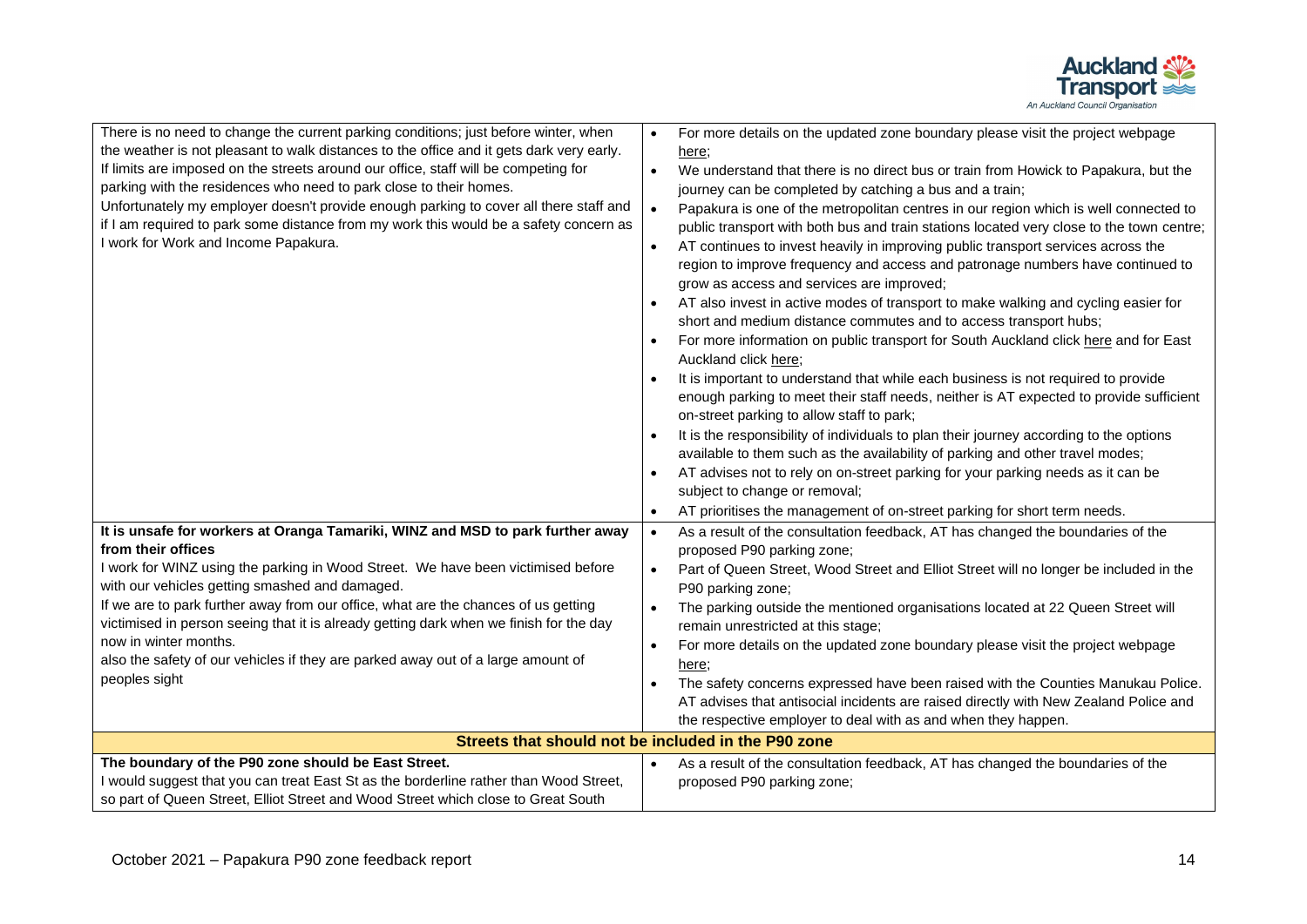| | |
|---|---|
| There is no need to change the current parking conditions; just before winter, when the weather is not pleasant to walk distances to the office and it gets dark very early. If limits are imposed on the streets around our office, staff will be competing for parking with the residences who need to park close to their homes. Unfortunately my employer doesn't provide enough parking to cover all there staff and if I am required to park some distance from my work this would be a safety concern as I work for Work and Income Papakura. | • For more details on the updated zone boundary please visit the project webpage here; • We understand that there is no direct bus or train from Howick to Papakura, but the journey can be completed by catching a bus and a train; • Papakura is one of the metropolitan centres in our region which is well connected to public transport with both bus and train stations located very close to the town centre; • AT continues to invest heavily in improving public transport services across the region to improve frequency and access and patronage numbers have continued to grow as access and services are improved; • AT also invest in active modes of transport to make walking and cycling easier for short and medium distance commutes and to access transport hubs; • For more information on public transport for South Auckland click here and for East Auckland click here; • It is important to understand that while each business is not required to provide enough parking to meet their staff needs, neither is AT expected to provide sufficient on-street parking to allow staff to park; • It is the responsibility of individuals to plan their journey according to the options available to them such as the availability of parking and other travel modes; • AT advises not to rely on on-street parking for your parking needs as it can be subject to change or removal; • AT prioritises the management of on-street parking for short term needs. |
| **It is unsafe for workers at Oranga Tamariki, WINZ and MSD to park further away from their offices** I work for WINZ using the parking in Wood Street. We have been victimised before with our vehicles getting smashed and damaged. If we are to park further away from our office, what are the chances of us getting victimised in person seeing that it is already getting dark when we finish for the day now in winter months. also the safety of our vehicles if they are parked away out of a large amount of peoples sight | • As a result of the consultation feedback, AT has changed the boundaries of the proposed P90 parking zone; • Part of Queen Street, Wood Street and Elliot Street will no longer be included in the P90 parking zone; • The parking outside the mentioned organisations located at 22 Queen Street will remain unrestricted at this stage; • For more details on the updated zone boundary please visit the project webpage here; • The safety concerns expressed have been raised with the Counties Manukau Police. AT advises that antisocial incidents are raised directly with New Zealand Police and the respective employer to deal with as and when they happen. |
| **Streets that should not be included in the P90 zone** | |
| **The boundary of the P90 zone should be East Street.** I would suggest that you can treat East St as the borderline rather than Wood Street, so part of Queen Street, Elliot Street and Wood Street which close to Great South | • As a result of the consultation feedback, AT has changed the boundaries of the proposed P90 parking zone; |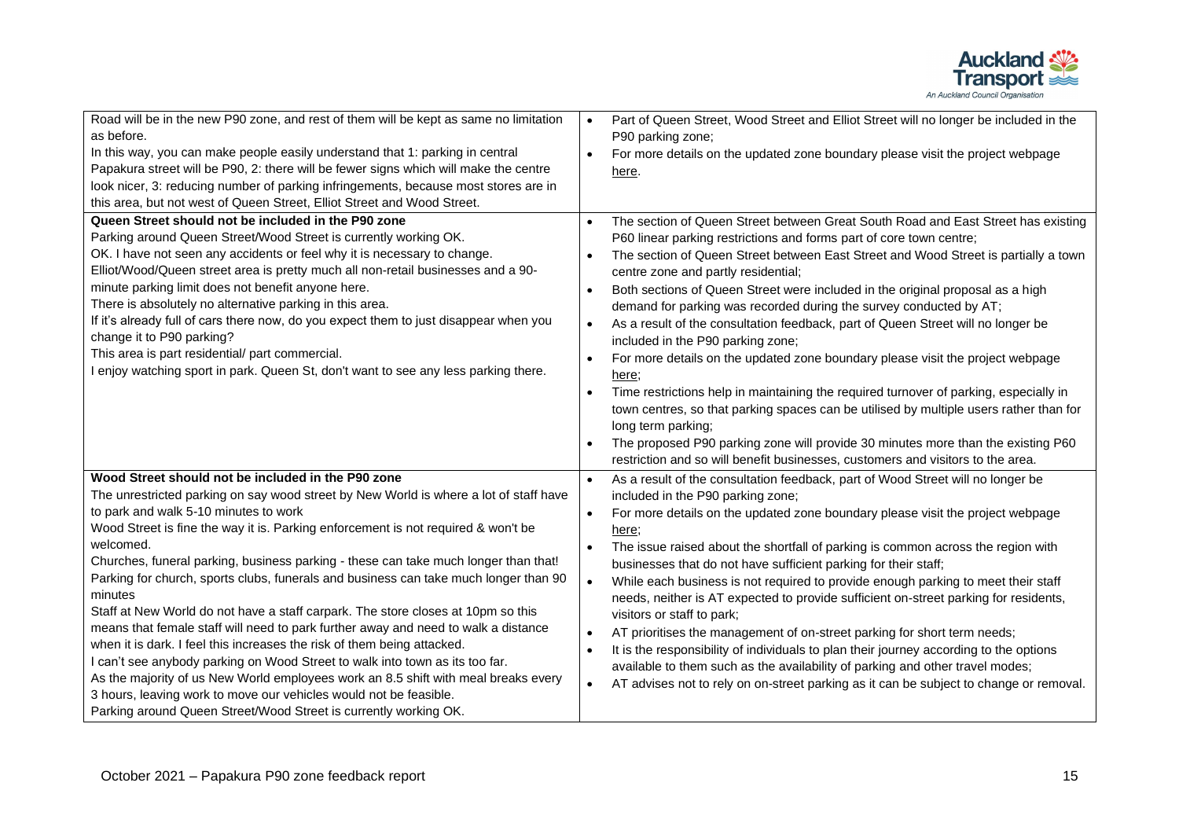| | |
|---|---|
| Road will be in the new P90 zone, and rest of them will be kept as same no limitation as before.<br>In this way, you can make people easily understand that 1: parking in central Papakura street will be P90, 2: there will be fewer signs which will make the centre look nicer, 3: reducing number of parking infringements, because most stores are in this area, but not west of Queen Street, Elliot Street and Wood Street. | • Part of Queen Street, Wood Street and Elliot Street will no longer be included in the P90 parking zone;<br>• For more details on the updated zone boundary please visit the project webpage here. |
| **Queen Street should not be included in the P90 zone**<br>Parking around Queen Street/Wood Street is currently working OK.<br>OK. I have not seen any accidents or feel why it is necessary to change.<br>Elliot/Wood/Queen street area is pretty much all non-retail businesses and a 90-minute parking limit does not benefit anyone here.<br>There is absolutely no alternative parking in this area.<br>If it's already full of cars there now, do you expect them to just disappear when you change it to P90 parking?<br>This area is part residential/ part commercial.<br>I enjoy watching sport in park. Queen St, don't want to see any less parking there. | • The section of Queen Street between Great South Road and East Street has existing P60 linear parking restrictions and forms part of core town centre;<br>• The section of Queen Street between East Street and Wood Street is partially a town centre zone and partly residential;<br>• Both sections of Queen Street were included in the original proposal as a high demand for parking was recorded during the survey conducted by AT;<br>• As a result of the consultation feedback, part of Queen Street will no longer be included in the P90 parking zone;<br>• For more details on the updated zone boundary please visit the project webpage here;<br>• Time restrictions help in maintaining the required turnover of parking, especially in town centres, so that parking spaces can be utilised by multiple users rather than for long term parking;<br>• The proposed P90 parking zone will provide 30 minutes more than the existing P60 restriction and so will benefit businesses, customers and visitors to the area. |
| **Wood Street should not be included in the P90 zone**<br>The unrestricted parking on say wood street by New World is where a lot of staff have to park and walk 5-10 minutes to work<br>Wood Street is fine the way it is. Parking enforcement is not required & won't be welcomed.<br>Churches, funeral parking, business parking - these can take much longer than that!<br>Parking for church, sports clubs, funerals and business can take much longer than 90 minutes<br>Staff at New World do not have a staff carpark. The store closes at 10pm so this means that female staff will need to park further away and need to walk a distance when it is dark. I feel this increases the risk of them being attacked.<br>I can't see anybody parking on Wood Street to walk into town as its too far.<br>As the majority of us New World employees work an 8.5 shift with meal breaks every 3 hours, leaving work to move our vehicles would not be feasible.<br>Parking around Queen Street/Wood Street is currently working OK. | • As a result of the consultation feedback, part of Wood Street will no longer be included in the P90 parking zone;<br>• For more details on the updated zone boundary please visit the project webpage here;<br>• The issue raised about the shortfall of parking is common across the region with businesses that do not have sufficient parking for their staff;<br>• While each business is not required to provide enough parking to meet their staff needs, neither is AT expected to provide sufficient on-street parking for residents, visitors or staff to park;<br>• AT prioritises the management of on-street parking for short term needs;<br>• It is the responsibility of individuals to plan their journey according to the options available to them such as the availability of parking and other travel modes;<br>• AT advises not to rely on on-street parking as it can be subject to change or removal. |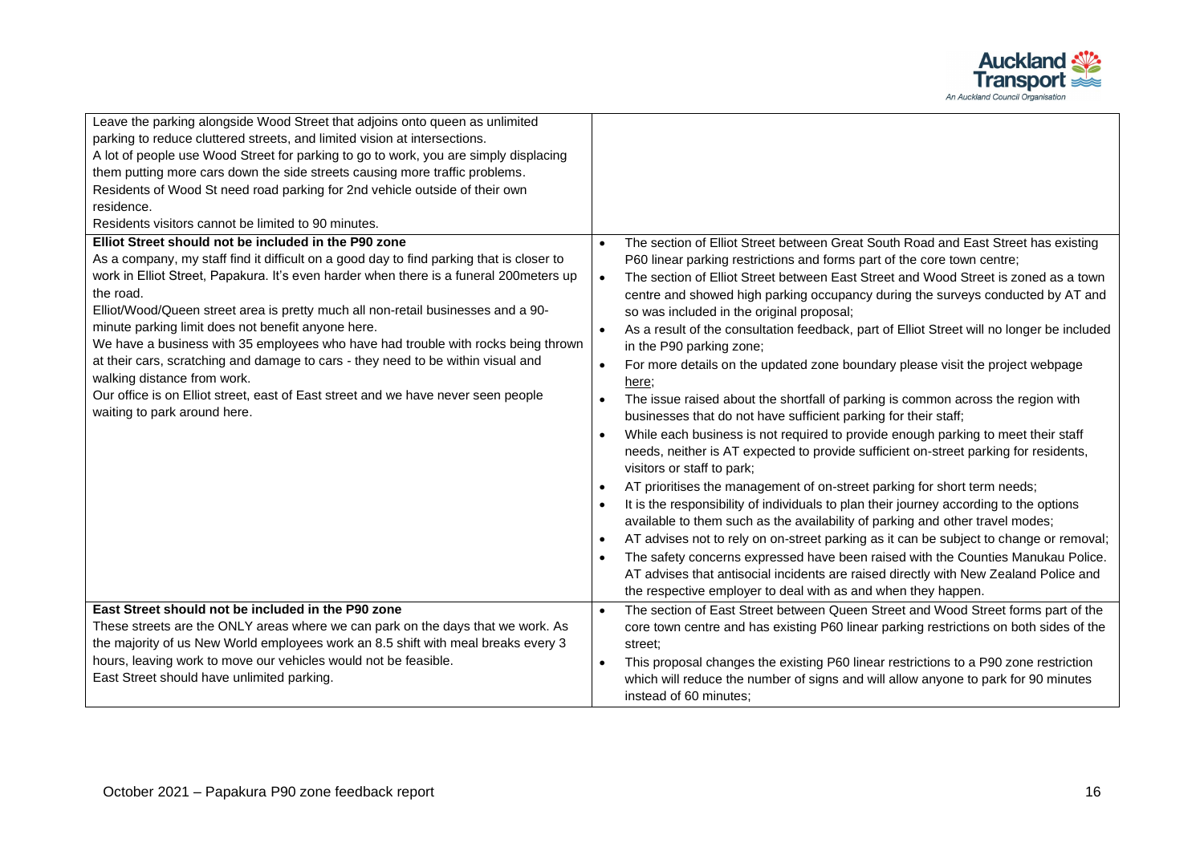| | |
|---|---|
| Leave the parking alongside Wood Street that adjoins onto queen as unlimited parking to reduce cluttered streets, and limited vision at intersections.<br>A lot of people use Wood Street for parking to go to work, you are simply displacing them putting more cars down the side streets causing more traffic problems.<br>Residents of Wood St need road parking for 2nd vehicle outside of their own residence.<br>Residents visitors cannot be limited to 90 minutes. | |
| **Elliot Street should not be included in the P90 zone**<br>As a company, my staff find it difficult on a good day to find parking that is closer to work in Elliot Street, Papakura. It's even harder when there is a funeral 200meters up the road.<br>Elliot/Wood/Queen street area is pretty much all non-retail businesses and a 90-minute parking limit does not benefit anyone here.<br>We have a business with 35 employees who have had trouble with rocks being thrown at their cars, scratching and damage to cars - they need to be within visual and walking distance from work.<br>Our office is on Elliot street, east of East street and we have never seen people waiting to park around here. | • The section of Elliot Street between Great South Road and East Street has existing P60 linear parking restrictions and forms part of the core town centre;<br>• The section of Elliot Street between East Street and Wood Street is zoned as a town centre and showed high parking occupancy during the surveys conducted by AT and so was included in the original proposal;<br>• As a result of the consultation feedback, part of Elliot Street will no longer be included in the P90 parking zone;<br>• For more details on the updated zone boundary please visit the project webpage here;<br>• The issue raised about the shortfall of parking is common across the region with businesses that do not have sufficient parking for their staff;<br>• While each business is not required to provide enough parking to meet their staff needs, neither is AT expected to provide sufficient on-street parking for residents, visitors or staff to park;<br>• AT prioritises the management of on-street parking for short term needs;<br>• It is the responsibility of individuals to plan their journey according to the options available to them such as the availability of parking and other travel modes;<br>• AT advises not to rely on on-street parking as it can be subject to change or removal;<br>• The safety concerns expressed have been raised with the Counties Manukau Police. AT advises that antisocial incidents are raised directly with New Zealand Police and the respective employer to deal with as and when they happen. |
| **East Street should not be included in the P90 zone**<br>These streets are the ONLY areas where we can park on the days that we work. As the majority of us New World employees work an 8.5 shift with meal breaks every 3 hours, leaving work to move our vehicles would not be feasible.<br>East Street should have unlimited parking. | • The section of East Street between Queen Street and Wood Street forms part of the core town centre and has existing P60 linear parking restrictions on both sides of the street;<br>• This proposal changes the existing P60 linear restrictions to a P90 zone restriction which will reduce the number of signs and will allow anyone to park for 90 minutes instead of 60 minutes; |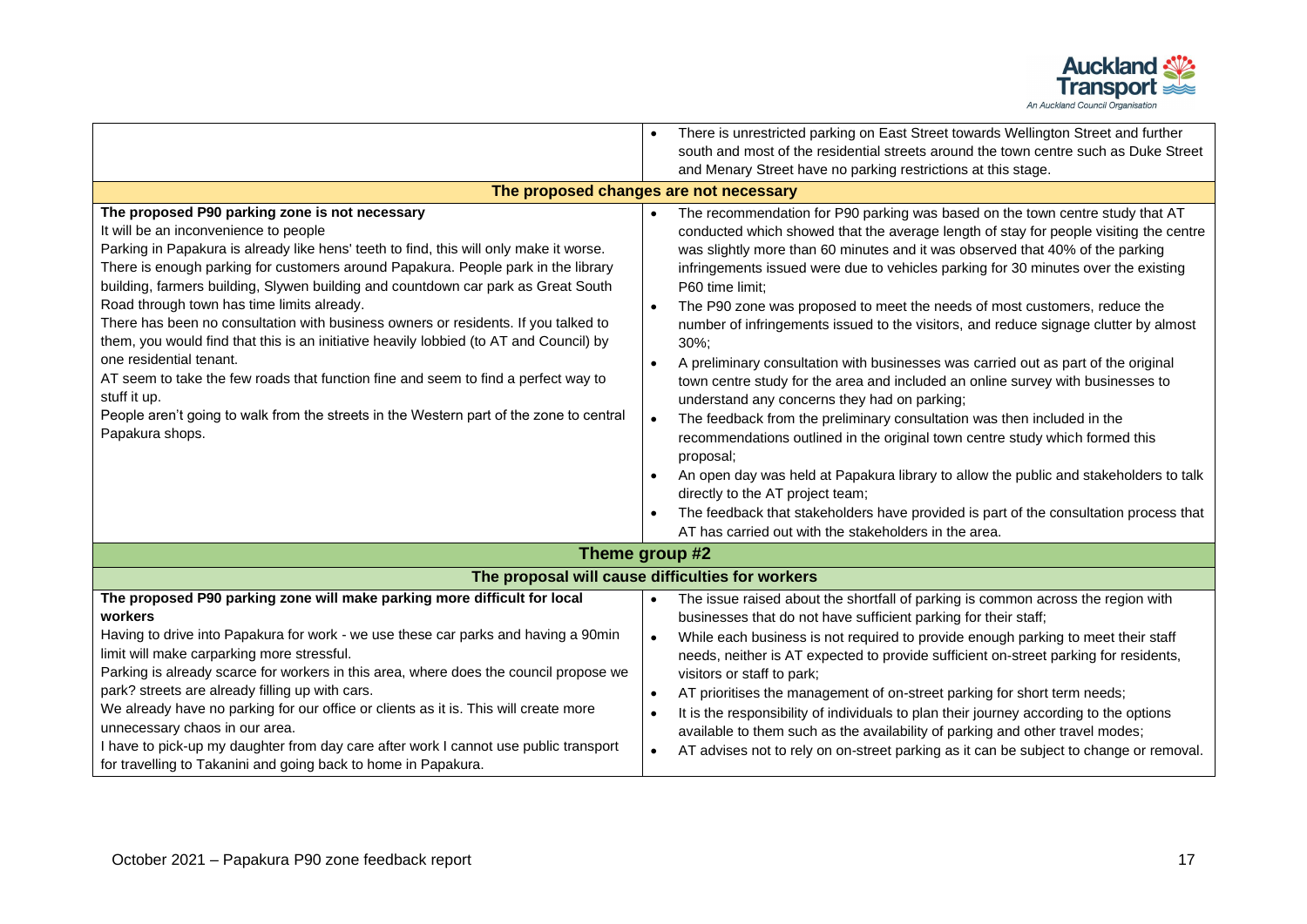| | |
|---|---|
| | • There is unrestricted parking on East Street towards Wellington Street and further south and most of the residential streets around the town centre such as Duke Street and Menary Street have no parking restrictions at this stage. |
| **The proposed changes are not necessary** | |
| **The proposed P90 parking zone is not necessary**<br>It will be an inconvenience to people<br>Parking in Papakura is already like hens' teeth to find, this will only make it worse.<br>There is enough parking for customers around Papakura. People park in the library building, farmers building, Slywen building and countdown car park as Great South Road through town has time limits already.<br>There has been no consultation with business owners or residents. If you talked to them, you would find that this is an initiative heavily lobbied (to AT and Council) by one residential tenant.<br>AT seem to take the few roads that function fine and seem to find a perfect way to stuff it up.<br>People aren't going to walk from the streets in the Western part of the zone to central Papakura shops. | • The recommendation for P90 parking was based on the town centre study that AT conducted which showed that the average length of stay for people visiting the centre was slightly more than 60 minutes and it was observed that 40% of the parking infringements issued were due to vehicles parking for 30 minutes over the existing P60 time limit;<br>• The P90 zone was proposed to meet the needs of most customers, reduce the number of infringements issued to the visitors, and reduce signage clutter by almost 30%;<br>• A preliminary consultation with businesses was carried out as part of the original town centre study for the area and included an online survey with businesses to understand any concerns they had on parking;<br>• The feedback from the preliminary consultation was then included in the recommendations outlined in the original town centre study which formed this proposal;<br>• An open day was held at Papakura library to allow the public and stakeholders to talk directly to the AT project team;<br>• The feedback that stakeholders have provided is part of the consultation process that AT has carried out with the stakeholders in the area. |
| **Theme group #2** | |
| **The proposal will cause difficulties for workers** | |
| **The proposed P90 parking zone will make parking more difficult for local workers**<br>Having to drive into Papakura for work - we use these car parks and having a 90min limit will make carparking more stressful.<br>Parking is already scarce for workers in this area, where does the council propose we park? streets are already filling up with cars.<br>We already have no parking for our office or clients as it is. This will create more unnecessary chaos in our area.<br>I have to pick-up my daughter from day care after work I cannot use public transport for travelling to Takanini and going back to home in Papakura. | • The issue raised about the shortfall of parking is common across the region with businesses that do not have sufficient parking for their staff;<br>• While each business is not required to provide enough parking to meet their staff needs, neither is AT expected to provide sufficient on-street parking for residents, visitors or staff to park;<br>• AT prioritises the management of on-street parking for short term needs;<br>• It is the responsibility of individuals to plan their journey according to the options available to them such as the availability of parking and other travel modes;<br>• AT advises not to rely on on-street parking as it can be subject to change or removal. |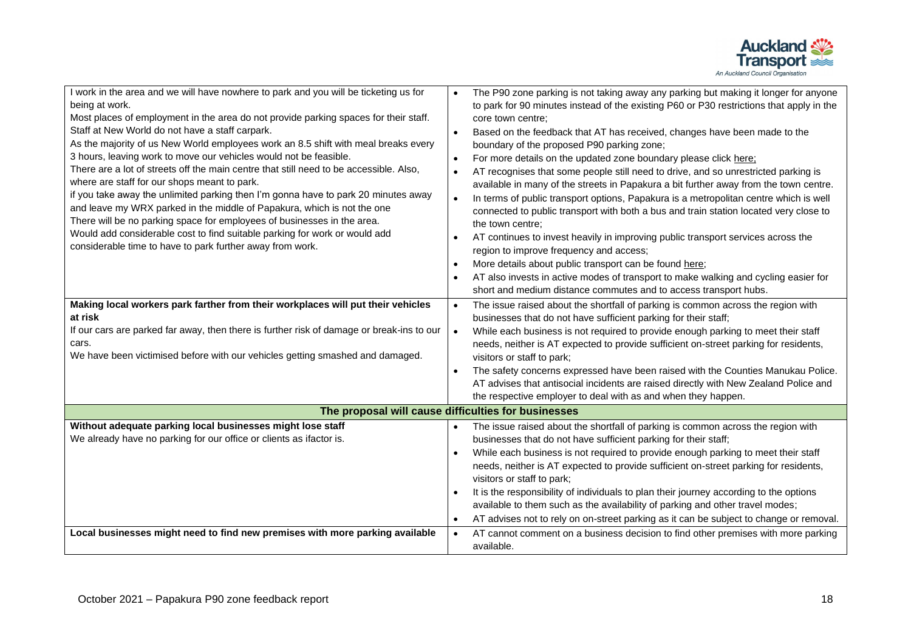| | |
|---|---|
| I work in the area and we will have nowhere to park and you will be ticketing us for being at work.<br>Most places of employment in the area do not provide parking spaces for their staff.<br>Staff at New World do not have a staff carpark.<br>As the majority of us New World employees work an 8.5 shift with meal breaks every 3 hours, leaving work to move our vehicles would not be feasible.<br>There are a lot of streets off the main centre that still need to be accessible. Also, where are staff for our shops meant to park.<br>if you take away the unlimited parking then I'm gonna have to park 20 minutes away and leave my WRX parked in the middle of Papakura, which is not the one<br>There will be no parking space for employees of businesses in the area.<br>Would add considerable cost to find suitable parking for work or would add considerable time to have to park further away from work. | • The P90 zone parking is not taking away any parking but making it longer for anyone to park for 90 minutes instead of the existing P60 or P30 restrictions that apply in the core town centre;<br>• Based on the feedback that AT has received, changes have been made to the boundary of the proposed P90 parking zone;<br>• For more details on the updated zone boundary please click here;<br>• AT recognises that some people still need to drive, and so unrestricted parking is available in many of the streets in Papakura a bit further away from the town centre.<br>• In terms of public transport options, Papakura is a metropolitan centre which is well connected to public transport with both a bus and train station located very close to the town centre;<br>• AT continues to invest heavily in improving public transport services across the region to improve frequency and access;<br>• More details about public transport can be found here;<br>• AT also invests in active modes of transport to make walking and cycling easier for short and medium distance commutes and to access transport hubs. |
| **Making local workers park farther from their workplaces will put their vehicles at risk**<br>If our cars are parked far away, then there is further risk of damage or break-ins to our cars.<br>We have been victimised before with our vehicles getting smashed and damaged. | • The issue raised about the shortfall of parking is common across the region with businesses that do not have sufficient parking for their staff;<br>• While each business is not required to provide enough parking to meet their staff needs, neither is AT expected to provide sufficient on-street parking for residents, visitors or staff to park;<br>• The safety concerns expressed have been raised with the Counties Manukau Police. AT advises that antisocial incidents are raised directly with New Zealand Police and the respective employer to deal with as and when they happen. |
| **The proposal will cause difficulties for businesses** | |
| **Without adequate parking local businesses might lose staff**<br>We already have no parking for our office or clients as ifactor is. | • The issue raised about the shortfall of parking is common across the region with businesses that do not have sufficient parking for their staff;<br>• While each business is not required to provide enough parking to meet their staff needs, neither is AT expected to provide sufficient on-street parking for residents, visitors or staff to park;<br>• It is the responsibility of individuals to plan their journey according to the options available to them such as the availability of parking and other travel modes;<br>• AT advises not to rely on on-street parking as it can be subject to change or removal. |
| **Local businesses might need to find new premises with more parking available** | • AT cannot comment on a business decision to find other premises with more parking available. |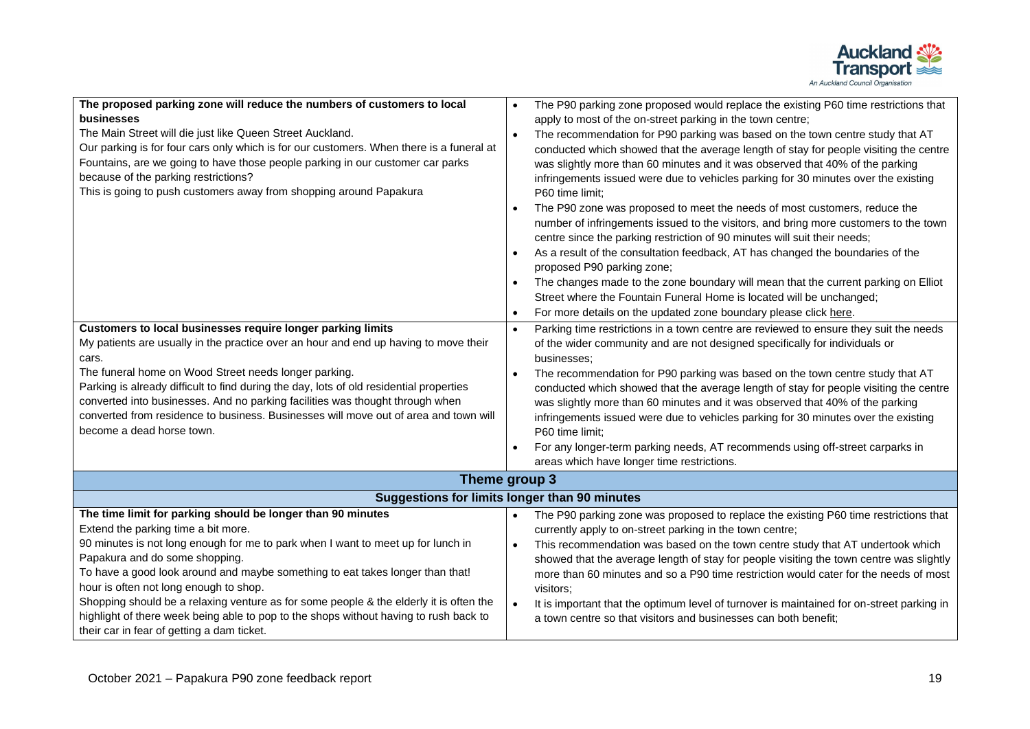| | |
|---|---|
| **The proposed parking zone will reduce the numbers of customers to local businesses**<br>The Main Street will die just like Queen Street Auckland.<br>Our parking is for four cars only which is for our customers. When there is a funeral at Fountains, are we going to have those people parking in our customer car parks because of the parking restrictions?<br>This is going to push customers away from shopping around Papakura | • The P90 parking zone proposed would replace the existing P60 time restrictions that apply to most of the on-street parking in the town centre;<br>• The recommendation for P90 parking was based on the town centre study that AT conducted which showed that the average length of stay for people visiting the centre was slightly more than 60 minutes and it was observed that 40% of the parking infringements issued were due to vehicles parking for 30 minutes over the existing P60 time limit;<br>• The P90 zone was proposed to meet the needs of most customers, reduce the number of infringements issued to the visitors, and bring more customers to the town centre since the parking restriction of 90 minutes will suit their needs;<br>• As a result of the consultation feedback, AT has changed the boundaries of the proposed P90 parking zone;<br>• The changes made to the zone boundary will mean that the current parking on Elliot Street where the Fountain Funeral Home is located will be unchanged;<br>• For more details on the updated zone boundary please click here. |
| **Customers to local businesses require longer parking limits**<br>My patients are usually in the practice over an hour and end up having to move their cars.<br>The funeral home on Wood Street needs longer parking.<br>Parking is already difficult to find during the day, lots of old residential properties converted into businesses. And no parking facilities was thought through when converted from residence to business. Businesses will move out of area and town will become a dead horse town. | • Parking time restrictions in a town centre are reviewed to ensure they suit the needs of the wider community and are not designed specifically for individuals or businesses;<br>• The recommendation for P90 parking was based on the town centre study that AT conducted which showed that the average length of stay for people visiting the centre was slightly more than 60 minutes and it was observed that 40% of the parking infringements issued were due to vehicles parking for 30 minutes over the existing P60 time limit;<br>• For any longer-term parking needs, AT recommends using off-street carparks in areas which have longer time restrictions. |
| **Theme group 3** | |
| **Suggestions for limits longer than 90 minutes** | |
| **The time limit for parking should be longer than 90 minutes**<br>Extend the parking time a bit more.<br>90 minutes is not long enough for me to park when I want to meet up for lunch in Papakura and do some shopping.<br>To have a good look around and maybe something to eat takes longer than that!<br>hour is often not long enough to shop.<br>Shopping should be a relaxing venture as for some people & the elderly it is often the highlight of there week being able to pop to the shops without having to rush back to their car in fear of getting a dam ticket. | • The P90 parking zone was proposed to replace the existing P60 time restrictions that currently apply to on-street parking in the town centre;<br>• This recommendation was based on the town centre study that AT undertook which showed that the average length of stay for people visiting the town centre was slightly more than 60 minutes and so a P90 time restriction would cater for the needs of most visitors;<br>• It is important that the optimum level of turnover is maintained for on-street parking in a town centre so that visitors and businesses can both benefit; |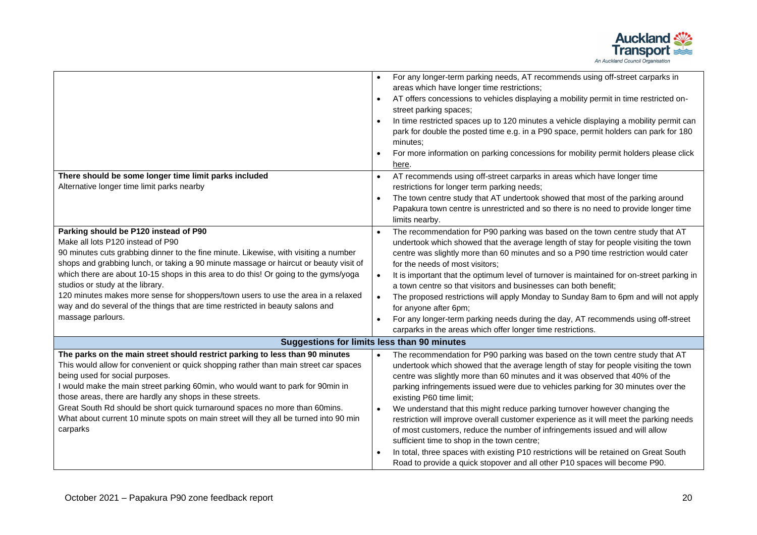| | |
|---|---|
| | • For any longer-term parking needs, AT recommends using off-street carparks in areas which have longer time restrictions;<br>• AT offers concessions to vehicles displaying a mobility permit in time restricted on-street parking spaces;<br>• In time restricted spaces up to 120 minutes a vehicle displaying a mobility permit can park for double the posted time e.g. in a P90 space, permit holders can park for 180 minutes;<br>• For more information on parking concessions for mobility permit holders please click here. |
| **There should be some longer time limit parks included**<br>Alternative longer time limit parks nearby | • AT recommends using off-street carparks in areas which have longer time restrictions for longer term parking needs;<br>• The town centre study that AT undertook showed that most of the parking around Papakura town centre is unrestricted and so there is no need to provide longer time limits nearby. |
| **Parking should be P120 instead of P90**<br>Make all lots P120 instead of P90<br>90 minutes cuts grabbing dinner to the fine minute. Likewise, with visiting a number shops and grabbing lunch, or taking a 90 minute massage or haircut or beauty visit of which there are about 10-15 shops in this area to do this! Or going to the gyms/yoga studios or study at the library.<br>120 minutes makes more sense for shoppers/town users to use the area in a relaxed way and do several of the things that are time restricted in beauty salons and massage parlours. | • The recommendation for P90 parking was based on the town centre study that AT undertook which showed that the average length of stay for people visiting the town centre was slightly more than 60 minutes and so a P90 time restriction would cater for the needs of most visitors;<br>• It is important that the optimum level of turnover is maintained for on-street parking in a town centre so that visitors and businesses can both benefit;<br>• The proposed restrictions will apply Monday to Sunday 8am to 6pm and will not apply for anyone after 6pm;<br>• For any longer-term parking needs during the day, AT recommends using off-street carparks in the areas which offer longer time restrictions. |
| **Suggestions for limits less than 90 minutes** | |
| **The parks on the main street should restrict parking to less than 90 minutes**<br>This would allow for convenient or quick shopping rather than main street car spaces being used for social purposes.<br>I would make the main street parking 60min, who would want to park for 90min in those areas, there are hardly any shops in these streets.<br>Great South Rd should be short quick turnaround spaces no more than 60mins.<br>What about current 10 minute spots on main street will they all be turned into 90 min carparks | • The recommendation for P90 parking was based on the town centre study that AT undertook which showed that the average length of stay for people visiting the town centre was slightly more than 60 minutes and it was observed that 40% of the parking infringements issued were due to vehicles parking for 30 minutes over the existing P60 time limit;<br>• We understand that this might reduce parking turnover however changing the restriction will improve overall customer experience as it will meet the parking needs of most customers, reduce the number of infringements issued and will allow sufficient time to shop in the town centre;<br>• In total, three spaces with existing P10 restrictions will be retained on Great South Road to provide a quick stopover and all other P10 spaces will become P90. |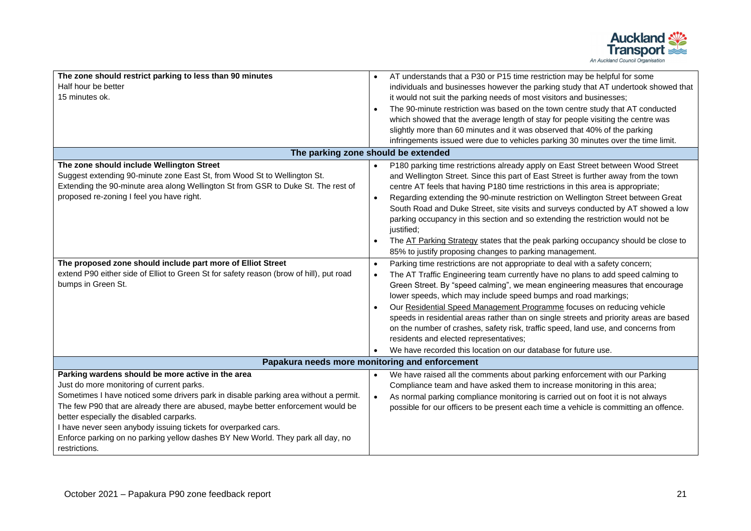| | |
|---|---|
| **The zone should restrict parking to less than 90 minutes**<br>Half hour be better<br>15 minutes ok. | • AT understands that a P30 or P15 time restriction may be helpful for some individuals and businesses however the parking study that AT undertook showed that it would not suit the parking needs of most visitors and businesses;<br>• The 90-minute restriction was based on the town centre study that AT conducted which showed that the average length of stay for people visiting the centre was slightly more than 60 minutes and it was observed that 40% of the parking infringements issued were due to vehicles parking 30 minutes over the time limit. |
| **The parking zone should be extended** | |
| **The zone should include Wellington Street**<br>Suggest extending 90-minute zone East St, from Wood St to Wellington St.<br>Extending the 90-minute area along Wellington St from GSR to Duke St. The rest of proposed re-zoning I feel you have right. | • P180 parking time restrictions already apply on East Street between Wood Street and Wellington Street. Since this part of East Street is further away from the town centre AT feels that having P180 time restrictions in this area is appropriate;<br>• Regarding extending the 90-minute restriction on Wellington Street between Great South Road and Duke Street, site visits and surveys conducted by AT showed a low parking occupancy in this section and so extending the restriction would not be justified;<br>• The AT Parking Strategy states that the peak parking occupancy should be close to 85% to justify proposing changes to parking management. |
| **The proposed zone should include part more of Elliot Street**<br>extend P90 either side of Elliot to Green St for safety reason (brow of hill), put road bumps in Green St. | • Parking time restrictions are not appropriate to deal with a safety concern;<br>• The AT Traffic Engineering team currently have no plans to add speed calming to Green Street. By "speed calming", we mean engineering measures that encourage lower speeds, which may include speed bumps and road markings;<br>• Our Residential Speed Management Programme focuses on reducing vehicle speeds in residential areas rather than on single streets and priority areas are based on the number of crashes, safety risk, traffic speed, land use, and concerns from residents and elected representatives;<br>• We have recorded this location on our database for future use. |
| **Papakura needs more monitoring and enforcement** | |
| **Parking wardens should be more active in the area**<br>Just do more monitoring of current parks.<br>Sometimes I have noticed some drivers park in disable parking area without a permit.<br>The few P90 that are already there are abused, maybe better enforcement would be better especially the disabled carparks.<br>I have never seen anybody issuing tickets for overparked cars.<br>Enforce parking on no parking yellow dashes BY New World. They park all day, no restrictions. | • We have raised all the comments about parking enforcement with our Parking Compliance team and have asked them to increase monitoring in this area;<br>• As normal parking compliance monitoring is carried out on foot it is not always possible for our officers to be present each time a vehicle is committing an offence. |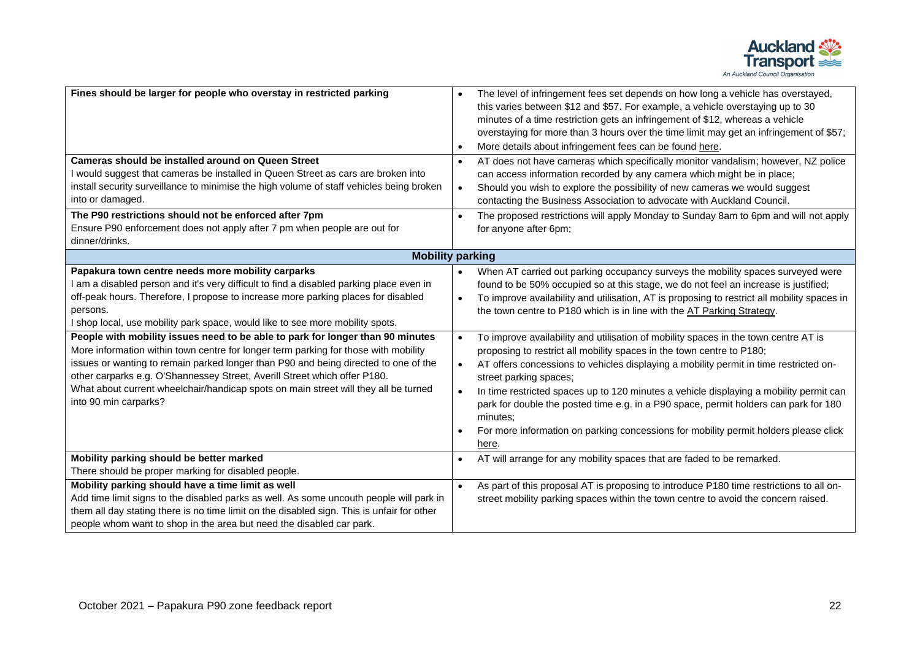| Feedback | Response |
|---|---|
| **Fines should be larger for people who overstay in restricted parking** | • The level of infringement fees set depends on how long a vehicle has overstayed, this varies between $12 and $57. For example, a vehicle overstaying up to 30 minutes of a time restriction gets an infringement of $12, whereas a vehicle overstaying for more than 3 hours over the time limit may get an infringement of $57;<br>• More details about infringement fees can be found here. |
| **Cameras should be installed around on Queen Street**<br>I would suggest that cameras be installed in Queen Street as cars are broken into install security surveillance to minimise the high volume of staff vehicles being broken into or damaged. | • AT does not have cameras which specifically monitor vandalism; however, NZ police can access information recorded by any camera which might be in place;<br>• Should you wish to explore the possibility of new cameras we would suggest contacting the Business Association to advocate with Auckland Council. |
| **The P90 restrictions should not be enforced after 7pm**<br>Ensure P90 enforcement does not apply after 7 pm when people are out for dinner/drinks. | • The proposed restrictions will apply Monday to Sunday 8am to 6pm and will not apply for anyone after 6pm; |
| **Mobility parking** | |
| **Papakura town centre needs more mobility carparks**<br>I am a disabled person and it's very difficult to find a disabled parking place even in off-peak hours. Therefore, I propose to increase more parking places for disabled persons.<br>I shop local, use mobility park space, would like to see more mobility spots. | • When AT carried out parking occupancy surveys the mobility spaces surveyed were found to be 50% occupied so at this stage, we do not feel an increase is justified;<br>• To improve availability and utilisation, AT is proposing to restrict all mobility spaces in the town centre to P180 which is in line with the AT Parking Strategy. |
| **People with mobility issues need to be able to park for longer than 90 minutes**<br>More information within town centre for longer term parking for those with mobility issues or wanting to remain parked longer than P90 and being directed to one of the other carparks e.g. O'Shannessey Street, Averill Street which offer P180.<br>What about current wheelchair/handicap spots on main street will they all be turned into 90 min carparks? | • To improve availability and utilisation of mobility spaces in the town centre AT is proposing to restrict all mobility spaces in the town centre to P180;<br>• AT offers concessions to vehicles displaying a mobility permit in time restricted on-street parking spaces;<br>• In time restricted spaces up to 120 minutes a vehicle displaying a mobility permit can park for double the posted time e.g. in a P90 space, permit holders can park for 180 minutes;<br>• For more information on parking concessions for mobility permit holders please click here. |
| **Mobility parking should be better marked**<br>There should be proper marking for disabled people. | • AT will arrange for any mobility spaces that are faded to be remarked. |
| **Mobility parking should have a time limit as well**<br>Add time limit signs to the disabled parks as well. As some uncouth people will park in them all day stating there is no time limit on the disabled sign. This is unfair for other people whom want to shop in the area but need the disabled car park. | • As part of this proposal AT is proposing to introduce P180 time restrictions to all on-street mobility parking spaces within the town centre to avoid the concern raised. |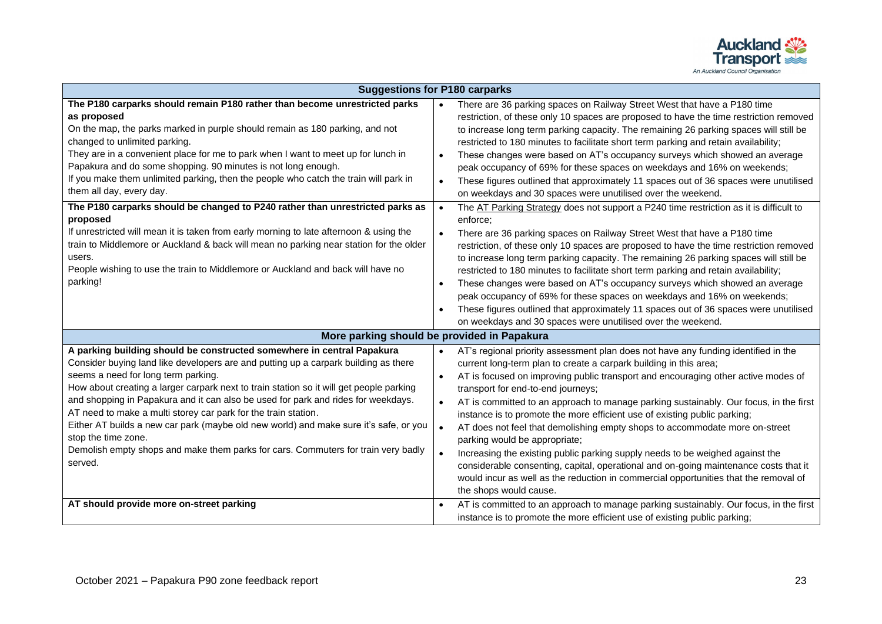| Suggestions for P180 carparks | |
|---|---|
| **The P180 carparks should remain P180 rather than become unrestricted parks as proposed**<br>On the map, the parks marked in purple should remain as 180 parking, and not changed to unlimited parking.<br>They are in a convenient place for me to park when I want to meet up for lunch in Papakura and do some shopping. 90 minutes is not long enough.<br>If you make them unlimited parking, then the people who catch the train will park in them all day, every day. | • There are 36 parking spaces on Railway Street West that have a P180 time restriction, of these only 10 spaces are proposed to have the time restriction removed to increase long term parking capacity. The remaining 26 parking spaces will still be restricted to 180 minutes to facilitate short term parking and retain availability;<br>• These changes were based on AT's occupancy surveys which showed an average peak occupancy of 69% for these spaces on weekdays and 16% on weekends;<br>• These figures outlined that approximately 11 spaces out of 36 spaces were unutilised on weekdays and 30 spaces were unutilised over the weekend. |
| **The P180 carparks should be changed to P240 rather than unrestricted parks as proposed**<br>If unrestricted will mean it is taken from early morning to late afternoon & using the train to Middlemore or Auckland & back will mean no parking near station for the older users.<br>People wishing to use the train to Middlemore or Auckland and back will have no parking! | • The AT Parking Strategy does not support a P240 time restriction as it is difficult to enforce;<br>• There are 36 parking spaces on Railway Street West that have a P180 time restriction, of these only 10 spaces are proposed to have the time restriction removed to increase long term parking capacity. The remaining 26 parking spaces will still be restricted to 180 minutes to facilitate short term parking and retain availability;<br>• These changes were based on AT's occupancy surveys which showed an average peak occupancy of 69% for these spaces on weekdays and 16% on weekends;<br>• These figures outlined that approximately 11 spaces out of 36 spaces were unutilised on weekdays and 30 spaces were unutilised over the weekend. |
| **More parking should be provided in Papakura** | |
| **A parking building should be constructed somewhere in central Papakura**<br>Consider buying land like developers are and putting up a carpark building as there seems a need for long term parking.<br>How about creating a larger carpark next to train station so it will get people parking and shopping in Papakura and it can also be used for park and rides for weekdays.<br>AT need to make a multi storey car park for the train station.<br>Either AT builds a new car park (maybe old new world) and make sure it's safe, or you stop the time zone.<br>Demolish empty shops and make them parks for cars. Commuters for train very badly served. | • AT's regional priority assessment plan does not have any funding identified in the current long-term plan to create a carpark building in this area;<br>• AT is focused on improving public transport and encouraging other active modes of transport for end-to-end journeys;<br>• AT is committed to an approach to manage parking sustainably. Our focus, in the first instance is to promote the more efficient use of existing public parking;<br>• AT does not feel that demolishing empty shops to accommodate more on-street parking would be appropriate;<br>• Increasing the existing public parking supply needs to be weighed against the considerable consenting, capital, operational and on-going maintenance costs that it would incur as well as the reduction in commercial opportunities that the removal of the shops would cause. |
| **AT should provide more on-street parking** | • AT is committed to an approach to manage parking sustainably. Our focus, in the first instance is to promote the more efficient use of existing public parking; |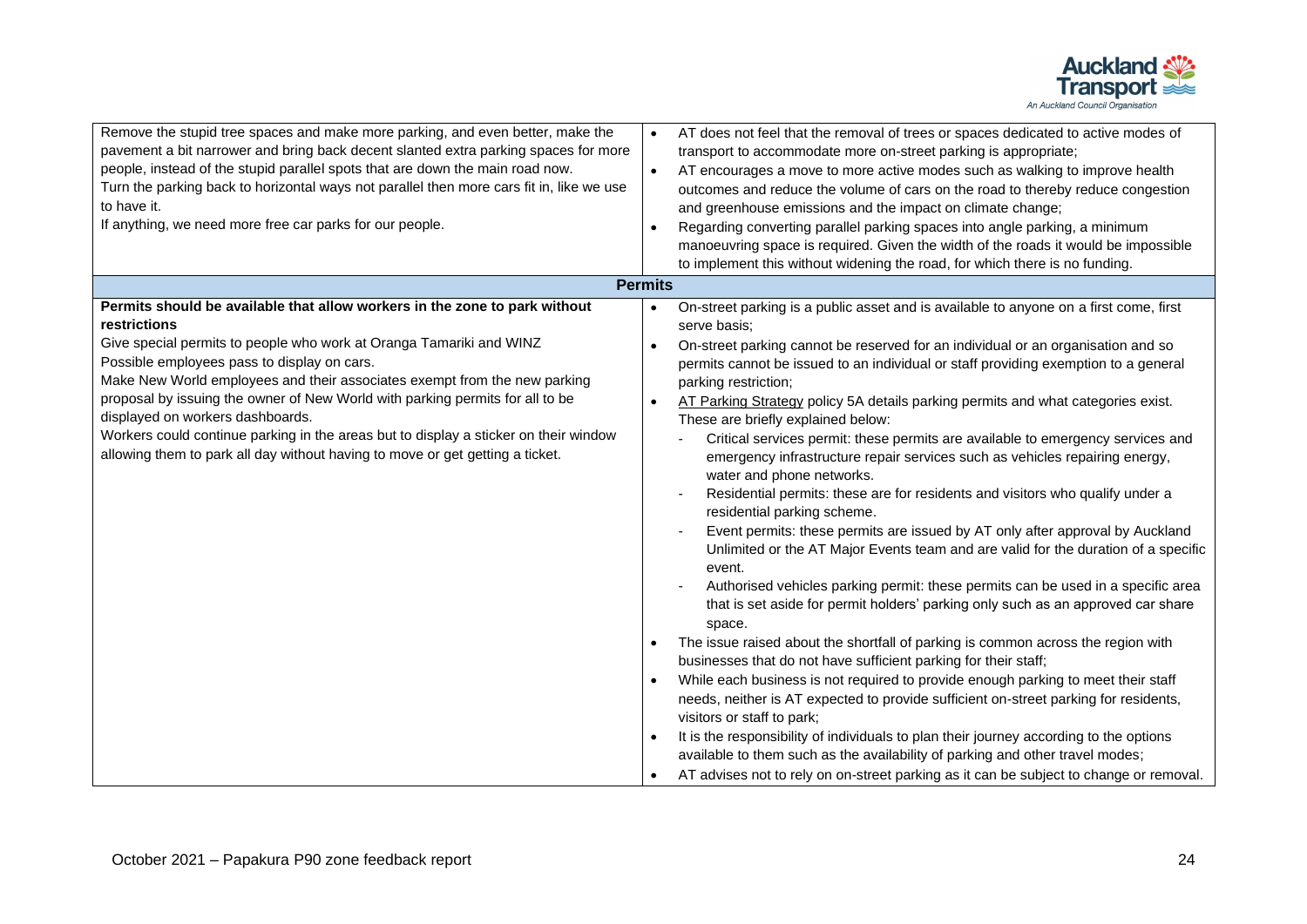| | |
|---|---|
| Remove the stupid tree spaces and make more parking, and even better, make the pavement a bit narrower and bring back decent slanted extra parking spaces for more people, instead of the stupid parallel spots that are down the main road now.<br>Turn the parking back to horizontal ways not parallel then more cars fit in, like we use to have it.<br>If anything, we need more free car parks for our people. | • AT does not feel that the removal of trees or spaces dedicated to active modes of transport to accommodate more on-street parking is appropriate;<br>• AT encourages a move to more active modes such as walking to improve health outcomes and reduce the volume of cars on the road to thereby reduce congestion and greenhouse emissions and the impact on climate change;<br>• Regarding converting parallel parking spaces into angle parking, a minimum manoeuvring space is required. Given the width of the roads it would be impossible to implement this without widening the road, for which there is no funding. |
| **Permits** | |
| **Permits should be available that allow workers in the zone to park without restrictions**<br>Give special permits to people who work at Oranga Tamariki and WINZ<br>Possible employees pass to display on cars.<br>Make New World employees and their associates exempt from the new parking proposal by issuing the owner of New World with parking permits for all to be displayed on workers dashboards.<br>Workers could continue parking in the areas but to display a sticker on their window allowing them to park all day without having to move or get getting a ticket. | • On-street parking is a public asset and is available to anyone on a first come, first serve basis;<br>• On-street parking cannot be reserved for an individual or an organisation and so permits cannot be issued to an individual or staff providing exemption to a general parking restriction;<br>• AT Parking Strategy policy 5A details parking permits and what categories exist. These are briefly explained below:<br>- Critical services permit: these permits are available to emergency services and emergency infrastructure repair services such as vehicles repairing energy, water and phone networks.<br>- Residential permits: these are for residents and visitors who qualify under a residential parking scheme.<br>- Event permits: these permits are issued by AT only after approval by Auckland Unlimited or the AT Major Events team and are valid for the duration of a specific event.<br>- Authorised vehicles parking permit: these permits can be used in a specific area that is set aside for permit holders' parking only such as an approved car share space.<br>• The issue raised about the shortfall of parking is common across the region with businesses that do not have sufficient parking for their staff;<br>• While each business is not required to provide enough parking to meet their staff needs, neither is AT expected to provide sufficient on-street parking for residents, visitors or staff to park;<br>• It is the responsibility of individuals to plan their journey according to the options available to them such as the availability of parking and other travel modes;<br>• AT advises not to rely on on-street parking as it can be subject to change or removal. |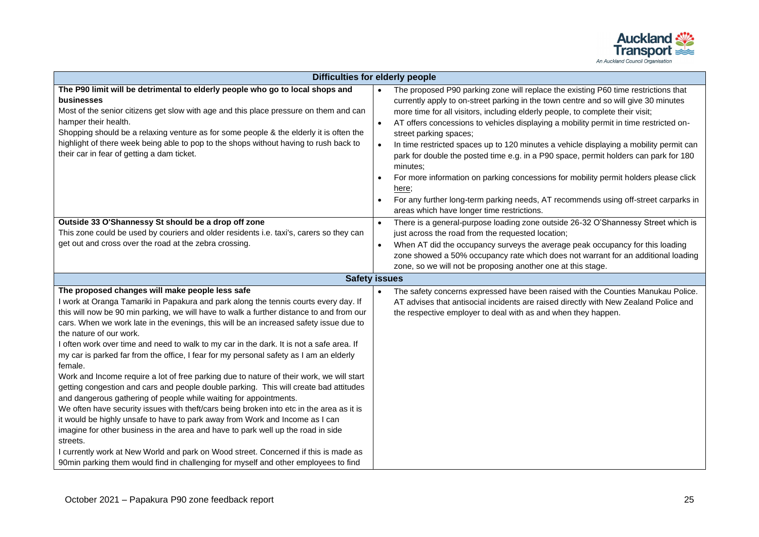| Difficulties for elderly people | |
|---|---|
| **The P90 limit will be detrimental to elderly people who go to local shops and businesses**<br>Most of the senior citizens get slow with age and this place pressure on them and can hamper their health.<br>Shopping should be a relaxing venture as for some people & the elderly it is often the highlight of there week being able to pop to the shops without having to rush back to their car in fear of getting a dam ticket. | • The proposed P90 parking zone will replace the existing P60 time restrictions that currently apply to on-street parking in the town centre and so will give 30 minutes more time for all visitors, including elderly people, to complete their visit;<br>• AT offers concessions to vehicles displaying a mobility permit in time restricted on-street parking spaces;<br>• In time restricted spaces up to 120 minutes a vehicle displaying a mobility permit can park for double the posted time e.g. in a P90 space, permit holders can park for 180 minutes;<br>• For more information on parking concessions for mobility permit holders please click here;<br>• For any further long-term parking needs, AT recommends using off-street carparks in areas which have longer time restrictions. |
| **Outside 33 O'Shannessy St should be a drop off zone**<br>This zone could be used by couriers and older residents i.e. taxi's, carers so they can get out and cross over the road at the zebra crossing. | • There is a general-purpose loading zone outside 26-32 O'Shannessy Street which is just across the road from the requested location;<br>• When AT did the occupancy surveys the average peak occupancy for this loading zone showed a 50% occupancy rate which does not warrant for an additional loading zone, so we will not be proposing another one at this stage. |
| **Safety issues** | |
| **The proposed changes will make people less safe**<br>I work at Oranga Tamariki in Papakura and park along the tennis courts every day. If this will now be 90 min parking, we will have to walk a further distance to and from our cars. When we work late in the evenings, this will be an increased safety issue due to the nature of our work.<br>I often work over time and need to walk to my car in the dark. It is not a safe area. If my car is parked far from the office, I fear for my personal safety as I am an elderly female.<br>Work and Income require a lot of free parking due to nature of their work, we will start getting congestion and cars and people double parking. This will create bad attitudes and dangerous gathering of people while waiting for appointments.<br>We often have security issues with theft/cars being broken into etc in the area as it is it would be highly unsafe to have to park away from Work and Income as I can imagine for other business in the area and have to park well up the road in side streets.<br>I currently work at New World and park on Wood street. Concerned if this is made as 90min parking them would find in challenging for myself and other employees to find | • The safety concerns expressed have been raised with the Counties Manukau Police. AT advises that antisocial incidents are raised directly with New Zealand Police and the respective employer to deal with as and when they happen. |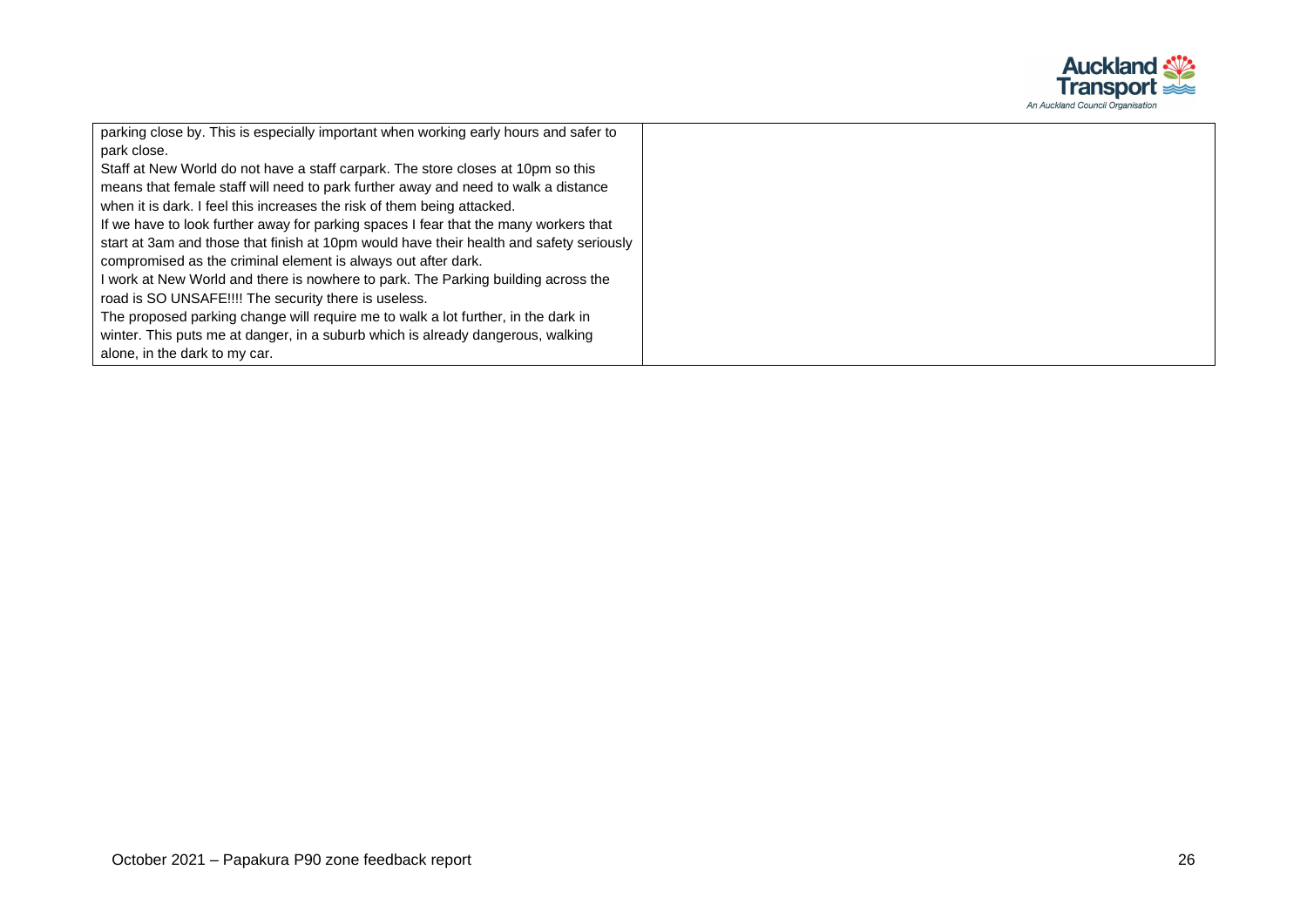| | |
|---|---|
| parking close by. This is especially important when working early hours and safer to park close.<br>Staff at New World do not have a staff carpark. The store closes at 10pm so this means that female staff will need to park further away and need to walk a distance when it is dark. I feel this increases the risk of them being attacked.<br>If we have to look further away for parking spaces I fear that the many workers that start at 3am and those that finish at 10pm would have their health and safety seriously compromised as the criminal element is always out after dark.<br>I work at New World and there is nowhere to park. The Parking building across the road is SO UNSAFE!!!! The security there is useless.<br>The proposed parking change will require me to walk a lot further, in the dark in winter. This puts me at danger, in a suburb which is already dangerous, walking alone, in the dark to my car. | |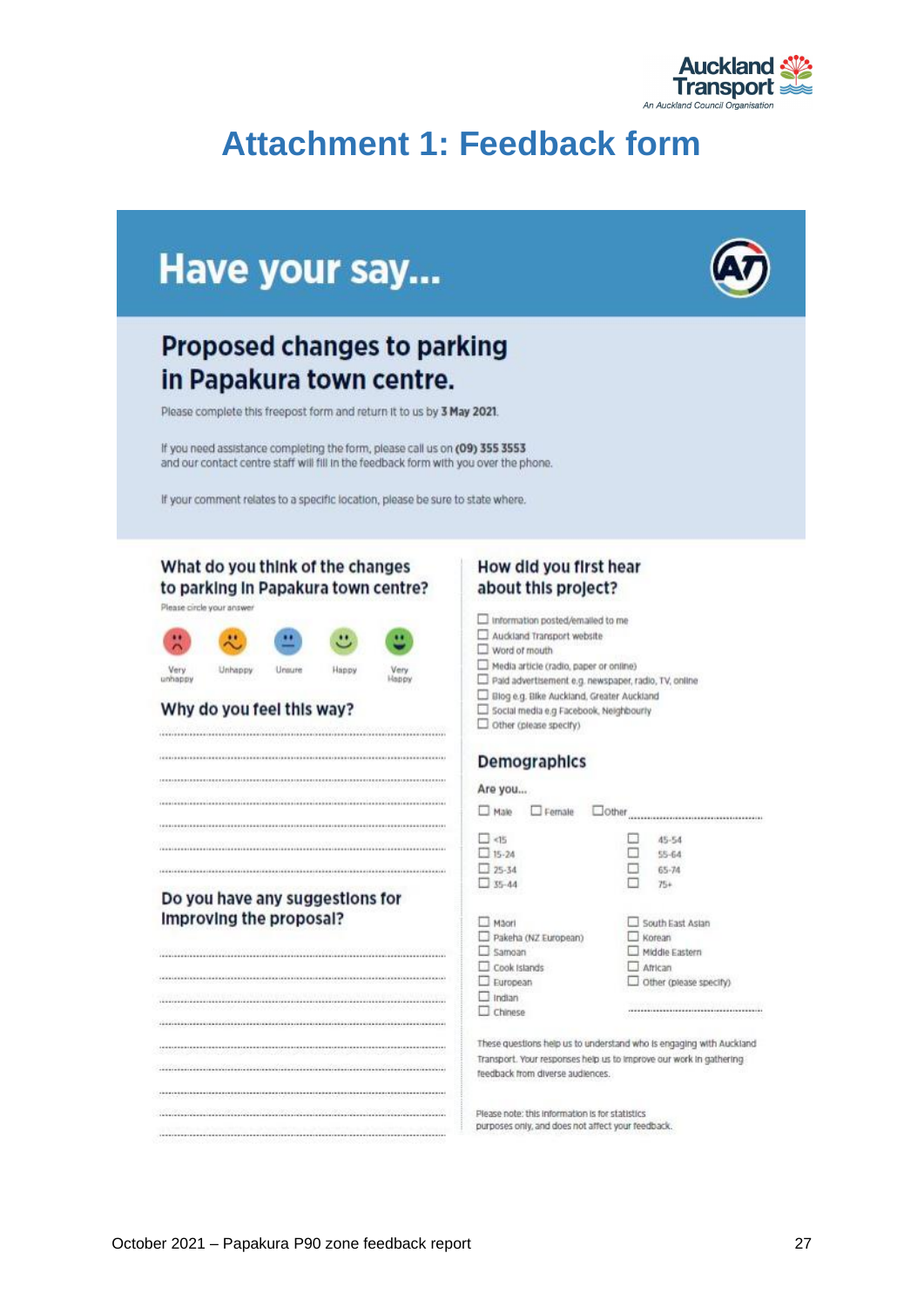# Attachment 1: Feedback form

## Have your say...

### Proposed changes to parking in Papakura town centre.

Please complete this freepost form and return it to us by **3 May 2021**.

If you need assistance completing the form, please call us on **(09) 355 3553** and our contact centre staff will fill in the feedback form with you over the phone.

If your comment relates to a specific location, please be sure to state where.

### What do you think of the changes to parking in Papakura town centre?

Please circle your answer

Very unhappy | Unhappy | Unsure | Happy | Very Happy

### Why do you feel this way?

..............................................................................

..............................................................................

..............................................................................

..............................................................................

..............................................................................

..............................................................................

..............................................................................

### Do you have any suggestions for improving the proposal?

..............................................................................

..............................................................................

..............................................................................

..............................................................................

..............................................................................

..............................................................................

..............................................................................

..............................................................................

..............................................................................

### How did you first hear about this project?

- ☐ Information posted/emailed to me
- ☐ Auckland Transport website
- ☐ Word of mouth
- ☐ Media article (radio, paper or online)
- ☐ Paid advertisement e.g. newspaper, radio, TV, online
- ☐ Blog e.g. Bike Auckland, Greater Auckland
- ☐ Social media e.g Facebook, Neighbourly
- ☐ Other (please specify)

### Demographics

Are you...

☐ Male ☐ Female ☐ Other ..............................

| | |
|---|---|
| ☐ <15 | ☐ 45-54 |
| ☐ 15-24 | ☐ 55-64 |
| ☐ 25-34 | ☐ 65-74 |
| ☐ 35-44 | ☐ 75+ |

| | |
|---|---|
| ☐ Māori | ☐ South East Asian |
| ☐ Pakeha (NZ European) | ☐ Korean |
| ☐ Samoan | ☐ Middle Eastern |
| ☐ Cook Islands | ☐ African |
| ☐ European | ☐ Other (please specify) |
| ☐ Indian | |
| ☐ Chinese | .............................. |

These questions help us to understand who is engaging with Auckland Transport. Your responses help us to improve our work in gathering feedback from diverse audiences.

Please note: this information is for statistics purposes only, and does not affect your feedback.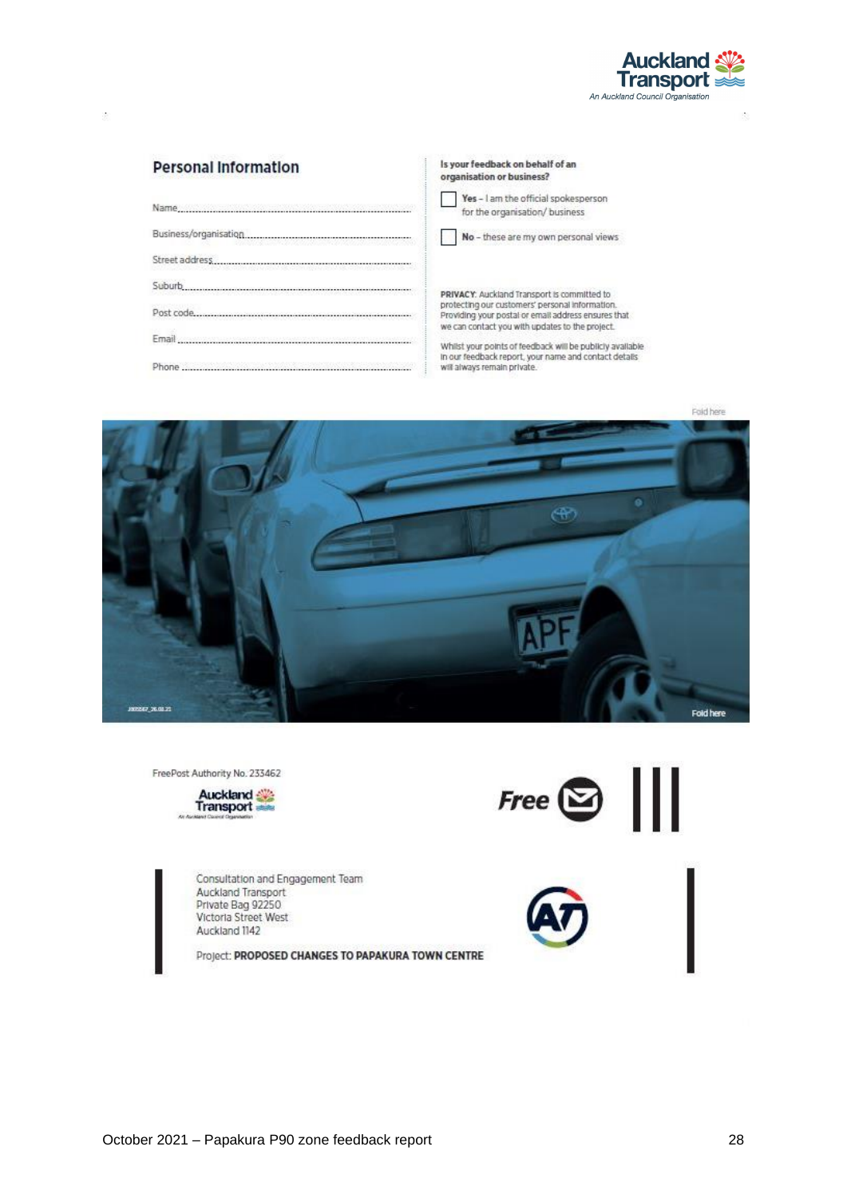## Personal Information

Name.......................................................................................

Business/organisation.......................................................................

Street address..............................................................................

Suburb......................................................................................

Post code...................................................................................

Email.......................................................................................

Phone.......................................................................................

**Is your feedback on behalf of an organisation or business?**

☐ **Yes** – I am the official spokesperson for the organisation/ business

☐ **No** – these are my own personal views

**PRIVACY**: Auckland Transport is committed to protecting our customers' personal information. Providing your postal or email address ensures that we can contact you with updates to the project.

Whilst your points of feedback will be publicly available in our feedback report, your name and contact details will always remain private.

Fold here

J005567_26.08.21

Fold here

FreePost Authority No. 233462

Free

Consultation and Engagement Team
Auckland Transport
Private Bag 92250
Victoria Street West
Auckland 1142

Project: **PROPOSED CHANGES TO PAPAKURA TOWN CENTRE**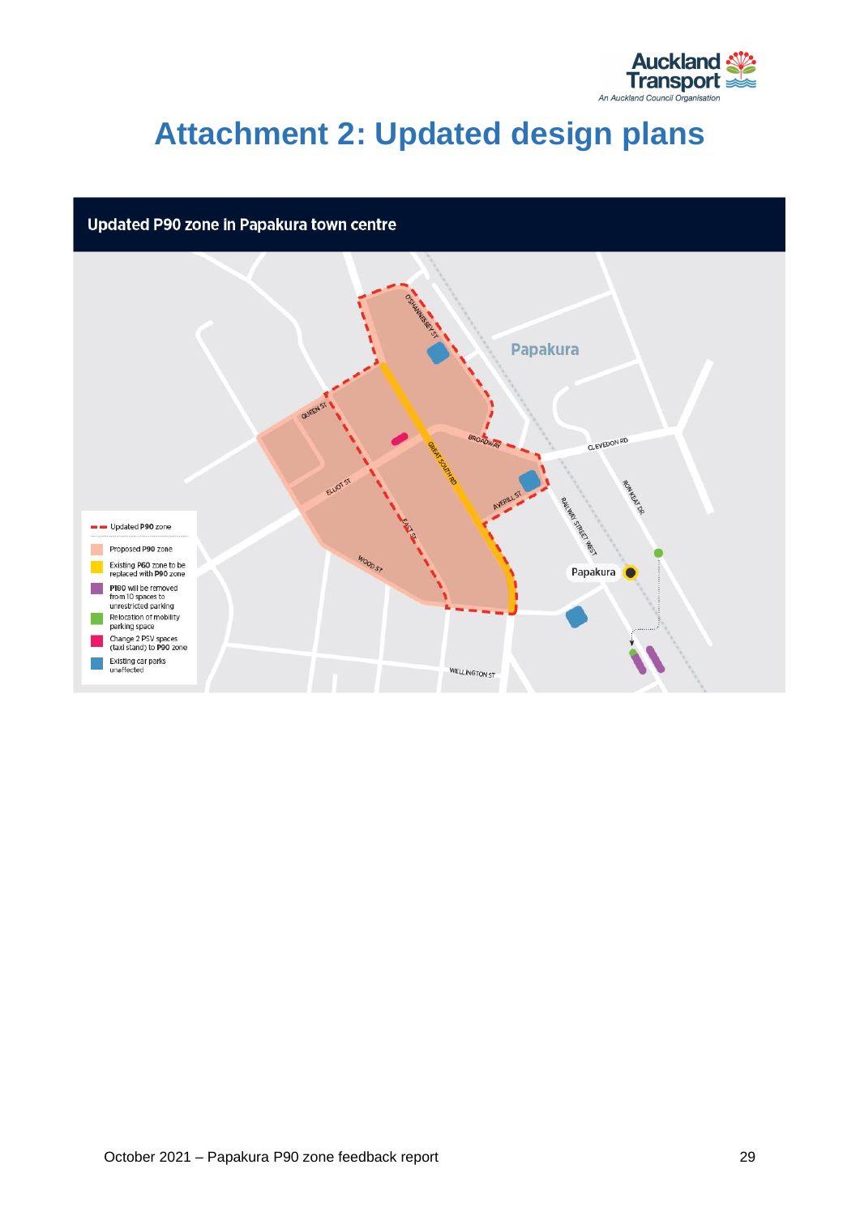# Attachment 2: Updated design plans

Updated P90 zone in Papakura town centre

Papakura

O'SHANNESSEY ST

QUEEN ST

BROADWAY

CLEVEDON RD

GREAT SOUTH RD

ELLIOT ST

AVERILL ST

RAILWAY STREET WEST

RON KEAT DR

EAST ST

WOOD ST

Papakura

WELLINGTON ST

Updated P90 zone

Proposed P90 zone

Existing P60 zone to be replaced with P90 zone

P180 will be removed from 10 spaces to unrestricted parking

Relocation of mobility parking space

Change 2 PSV spaces (taxi stand) to P90 zone

Existing car parks unaffected